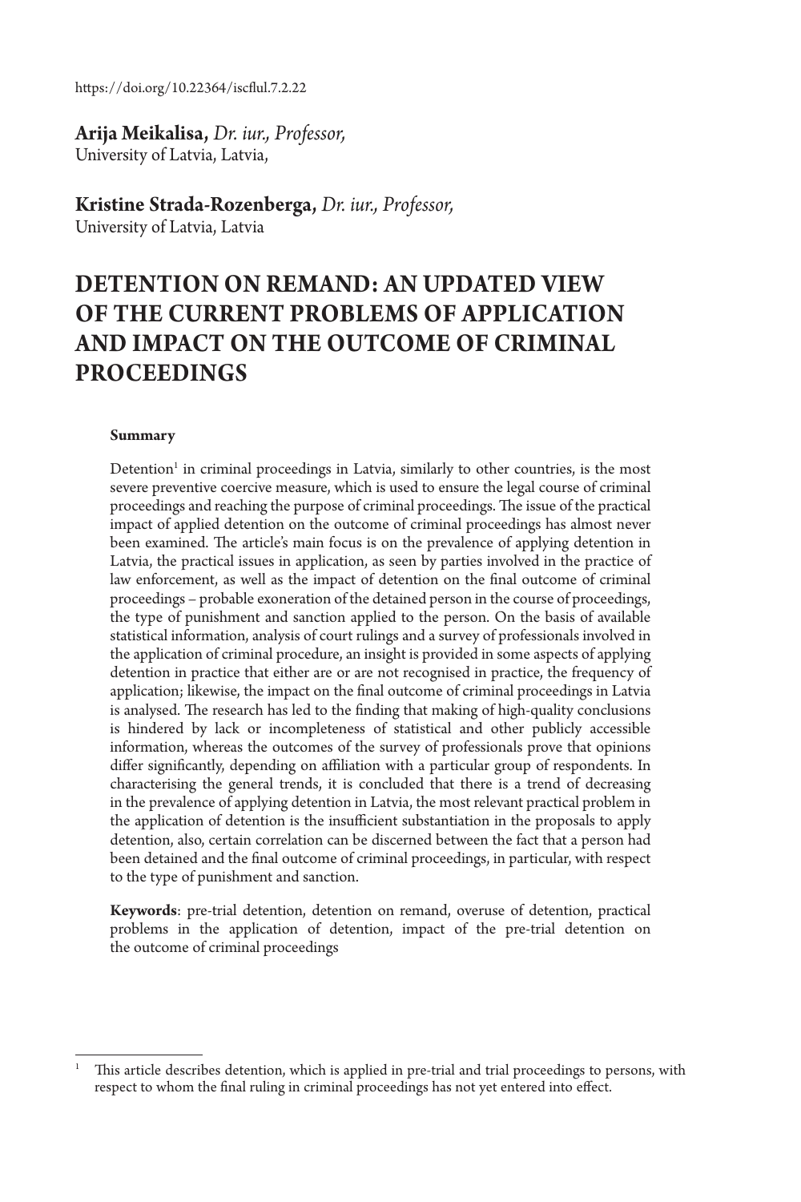https://doi.org/10.22364/iscflul.7.2.22

**Arija Meikalisa,** *Dr. iur., Professor,*
University of Latvia, Latvia,

**Kristine Strada-Rozenberga,** *Dr. iur., Professor,*
University of Latvia, Latvia

# DETENTION ON REMAND: AN UPDATED VIEW OF THE CURRENT PROBLEMS OF APPLICATION AND IMPACT ON THE OUTCOME OF CRIMINAL PROCEEDINGS

**Summary**

Detention[1] in criminal proceedings in Latvia, similarly to other countries, is the most severe preventive coercive measure, which is used to ensure the legal course of criminal proceedings and reaching the purpose of criminal proceedings. The issue of the practical impact of applied detention on the outcome of criminal proceedings has almost never been examined. The article's main focus is on the prevalence of applying detention in Latvia, the practical issues in application, as seen by parties involved in the practice of law enforcement, as well as the impact of detention on the final outcome of criminal proceedings – probable exoneration of the detained person in the course of proceedings, the type of punishment and sanction applied to the person. On the basis of available statistical information, analysis of court rulings and a survey of professionals involved in the application of criminal procedure, an insight is provided in some aspects of applying detention in practice that either are or are not recognised in practice, the frequency of application; likewise, the impact on the final outcome of criminal proceedings in Latvia is analysed. The research has led to the finding that making of high-quality conclusions is hindered by lack or incompleteness of statistical and other publicly accessible information, whereas the outcomes of the survey of professionals prove that opinions differ significantly, depending on affiliation with a particular group of respondents. In characterising the general trends, it is concluded that there is a trend of decreasing in the prevalence of applying detention in Latvia, the most relevant practical problem in the application of detention is the insufficient substantiation in the proposals to apply detention, also, certain correlation can be discerned between the fact that a person had been detained and the final outcome of criminal proceedings, in particular, with respect to the type of punishment and sanction.

**Keywords**: pre-trial detention, detention on remand, overuse of detention, practical problems in the application of detention, impact of the pre-trial detention on the outcome of criminal proceedings

---

[1] This article describes detention, which is applied in pre-trial and trial proceedings to persons, with respect to whom the final ruling in criminal proceedings has not yet entered into effect.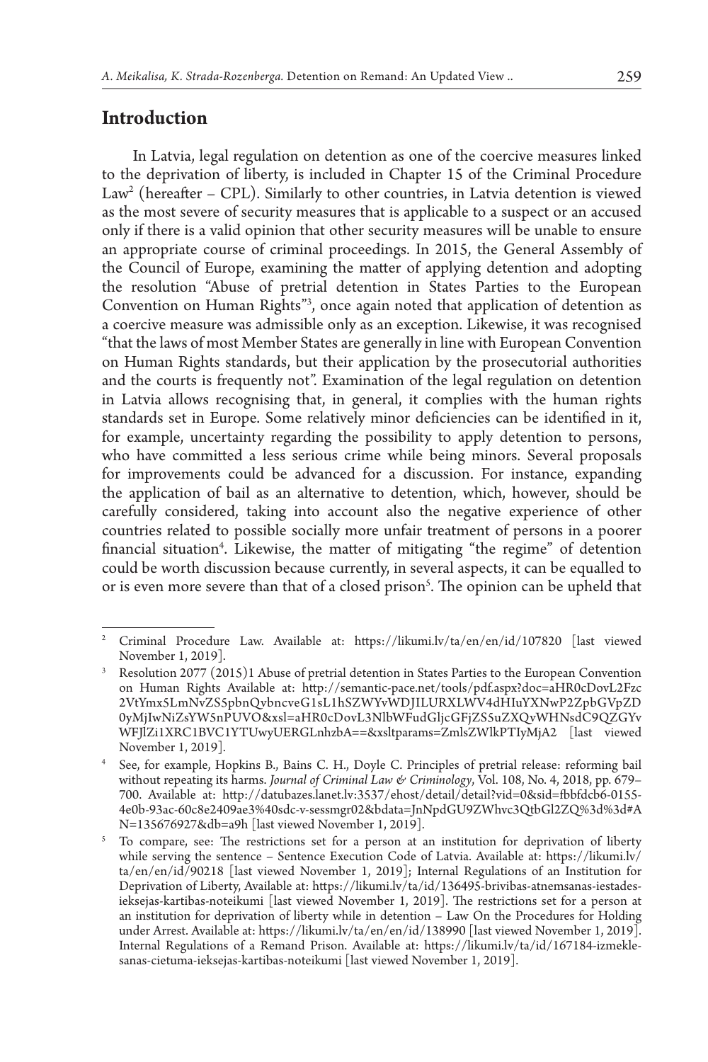## Introduction

In Latvia, legal regulation on detention as one of the coercive measures linked to the deprivation of liberty, is included in Chapter 15 of the Criminal Procedure Law[2] (hereafter – CPL). Similarly to other countries, in Latvia detention is viewed as the most severe of security measures that is applicable to a suspect or an accused only if there is a valid opinion that other security measures will be unable to ensure an appropriate course of criminal proceedings. In 2015, the General Assembly of the Council of Europe, examining the matter of applying detention and adopting the resolution "Abuse of pretrial detention in States Parties to the European Convention on Human Rights"[3], once again noted that application of detention as a coercive measure was admissible only as an exception. Likewise, it was recognised "that the laws of most Member States are generally in line with European Convention on Human Rights standards, but their application by the prosecutorial authorities and the courts is frequently not". Examination of the legal regulation on detention in Latvia allows recognising that, in general, it complies with the human rights standards set in Europe. Some relatively minor deficiencies can be identified in it, for example, uncertainty regarding the possibility to apply detention to persons, who have committed a less serious crime while being minors. Several proposals for improvements could be advanced for a discussion. For instance, expanding the application of bail as an alternative to detention, which, however, should be carefully considered, taking into account also the negative experience of other countries related to possible socially more unfair treatment of persons in a poorer financial situation[4]. Likewise, the matter of mitigating "the regime" of detention could be worth discussion because currently, in several aspects, it can be equalled to or is even more severe than that of a closed prison[5]. The opinion can be upheld that

---

[2] Criminal Procedure Law. Available at: https://likumi.lv/ta/en/en/id/107820 [last viewed November 1, 2019].

[3] Resolution 2077 (2015)1 Abuse of pretrial detention in States Parties to the European Convention on Human Rights Available at: http://semantic-pace.net/tools/pdf.aspx?doc=aHR0cDovL2Fzc2VtYmx5LmNvZS5pbnQvbncveG1sL1hSZWYvWDJILURXLWV4dHIuYXNwP2ZpbGVpZD0yMjIwNiZsYW5nPUVO&xsl=aHR0cDovL3NlbWFudGljcGFjZS5uZXQvWHNsdC9QZGYvWFJlZi1XRC1BVC1YTUwyUERGLnhzbA==&xsltparams=ZmlsZWlkPTIyMjA2 [last viewed November 1, 2019].

[4] See, for example, Hopkins B., Bains C. H., Doyle C. Principles of pretrial release: reforming bail without repeating its harms. *Journal of Criminal Law & Criminology*, Vol. 108, No. 4, 2018, pp. 679–700. Available at: http://datubazes.lanet.lv:3537/ehost/detail/detail?vid=0&sid=fbbfdcb6-0155-4e0b-93ac-60c8e2409ae3%40sdc-v-sessmgr02&bdata=JnNpdGU9ZWhvc3QtbGl2ZQ%3d%3d#AN=135676927&db=a9h [last viewed November 1, 2019].

[5] To compare, see: The restrictions set for a person at an institution for deprivation of liberty while serving the sentence – Sentence Execution Code of Latvia. Available at: https://likumi.lv/ta/en/en/id/90218 [last viewed November 1, 2019]; Internal Regulations of an Institution for Deprivation of Liberty, Available at: https://likumi.lv/ta/id/136495-brivibas-atnemsanas-iestades-ieksejas-kartibas-noteikumi [last viewed November 1, 2019]. The restrictions set for a person at an institution for deprivation of liberty while in detention – Law On the Procedures for Holding under Arrest. Available at: https://likumi.lv/ta/en/en/id/138990 [last viewed November 1, 2019]. Internal Regulations of a Remand Prison. Available at: https://likumi.lv/ta/id/167184-izmeklesanas-cietuma-ieksejas-kartibas-noteikumi [last viewed November 1, 2019].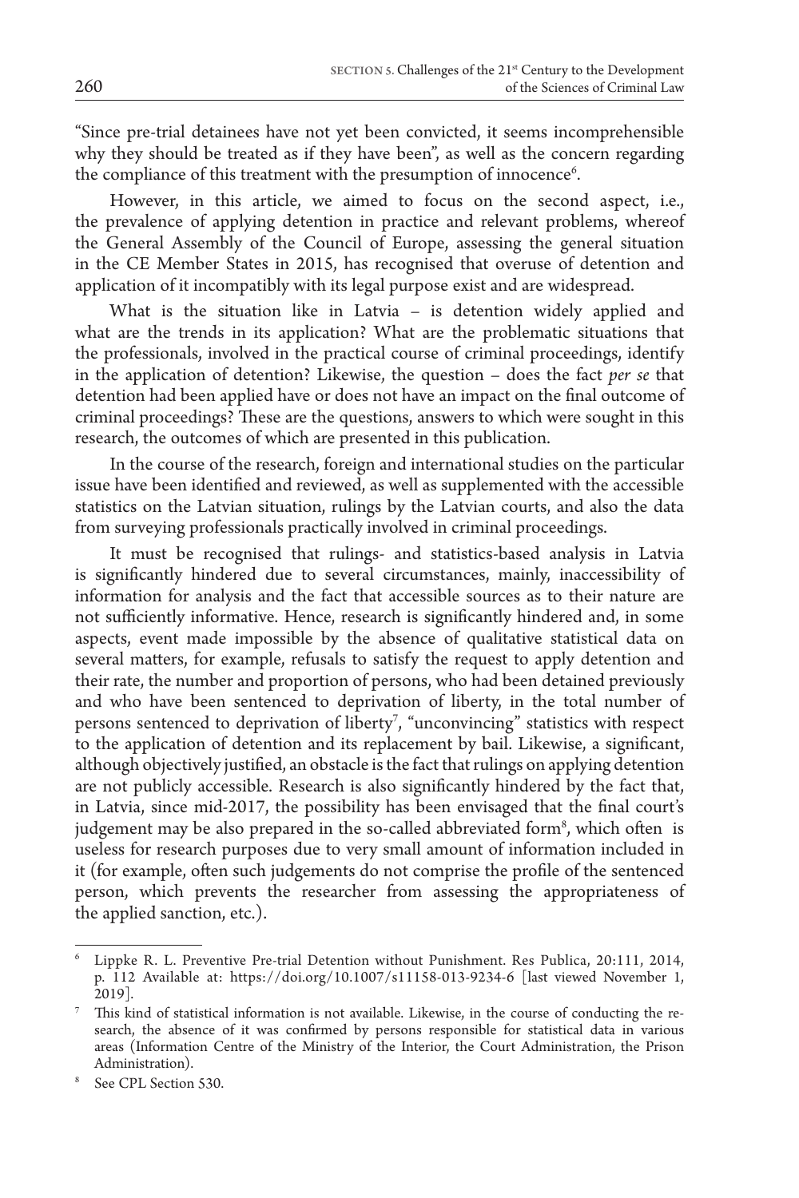"Since pre-trial detainees have not yet been convicted, it seems incomprehensible why they should be treated as if they have been", as well as the concern regarding the compliance of this treatment with the presumption of innocence[6].

However, in this article, we aimed to focus on the second aspect, i.e., the prevalence of applying detention in practice and relevant problems, whereof the General Assembly of the Council of Europe, assessing the general situation in the CE Member States in 2015, has recognised that overuse of detention and application of it incompatibly with its legal purpose exist and are widespread.

What is the situation like in Latvia – is detention widely applied and what are the trends in its application? What are the problematic situations that the professionals, involved in the practical course of criminal proceedings, identify in the application of detention? Likewise, the question – does the fact *per se* that detention had been applied have or does not have an impact on the final outcome of criminal proceedings? These are the questions, answers to which were sought in this research, the outcomes of which are presented in this publication.

In the course of the research, foreign and international studies on the particular issue have been identified and reviewed, as well as supplemented with the accessible statistics on the Latvian situation, rulings by the Latvian courts, and also the data from surveying professionals practically involved in criminal proceedings.

It must be recognised that rulings- and statistics-based analysis in Latvia is significantly hindered due to several circumstances, mainly, inaccessibility of information for analysis and the fact that accessible sources as to their nature are not sufficiently informative. Hence, research is significantly hindered and, in some aspects, event made impossible by the absence of qualitative statistical data on several matters, for example, refusals to satisfy the request to apply detention and their rate, the number and proportion of persons, who had been detained previously and who have been sentenced to deprivation of liberty, in the total number of persons sentenced to deprivation of liberty[7], "unconvincing" statistics with respect to the application of detention and its replacement by bail. Likewise, a significant, although objectively justified, an obstacle is the fact that rulings on applying detention are not publicly accessible. Research is also significantly hindered by the fact that, in Latvia, since mid-2017, the possibility has been envisaged that the final court's judgement may be also prepared in the so-called abbreviated form[8], which often is useless for research purposes due to very small amount of information included in it (for example, often such judgements do not comprise the profile of the sentenced person, which prevents the researcher from assessing the appropriateness of the applied sanction, etc.).

---

[6] Lippke R. L. Preventive Pre-trial Detention without Punishment. Res Publica, 20:111, 2014, p. 112 Available at: https://doi.org/10.1007/s11158-013-9234-6 [last viewed November 1, 2019].

[7] This kind of statistical information is not available. Likewise, in the course of conducting the research, the absence of it was confirmed by persons responsible for statistical data in various areas (Information Centre of the Ministry of the Interior, the Court Administration, the Prison Administration).

[8] See CPL Section 530.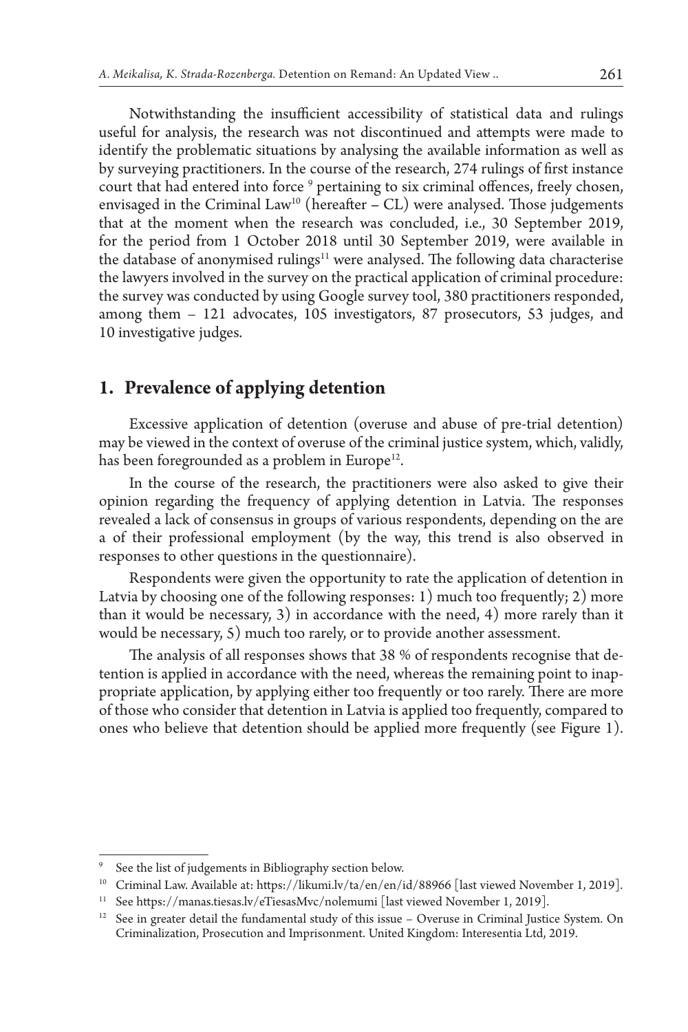Notwithstanding the insufficient accessibility of statistical data and rulings useful for analysis, the research was not discontinued and attempts were made to identify the problematic situations by analysing the available information as well as by surveying practitioners. In the course of the research, 274 rulings of first instance court that had entered into force [9] pertaining to six criminal offences, freely chosen, envisaged in the Criminal Law[10] (hereafter – CL) were analysed. Those judgements that at the moment when the research was concluded, i.e., 30 September 2019, for the period from 1 October 2018 until 30 September 2019, were available in the database of anonymised rulings[11] were analysed. The following data characterise the lawyers involved in the survey on the practical application of criminal procedure: the survey was conducted by using Google survey tool, 380 practitioners responded, among them – 121 advocates, 105 investigators, 87 prosecutors, 53 judges, and 10 investigative judges.

## 1. Prevalence of applying detention

Excessive application of detention (overuse and abuse of pre-trial detention) may be viewed in the context of overuse of the criminal justice system, which, validly, has been foregrounded as a problem in Europe[12].

In the course of the research, the practitioners were also asked to give their opinion regarding the frequency of applying detention in Latvia. The responses revealed a lack of consensus in groups of various respondents, depending on the are a of their professional employment (by the way, this trend is also observed in responses to other questions in the questionnaire).

Respondents were given the opportunity to rate the application of detention in Latvia by choosing one of the following responses: 1) much too frequently; 2) more than it would be necessary, 3) in accordance with the need, 4) more rarely than it would be necessary, 5) much too rarely, or to provide another assessment.

The analysis of all responses shows that 38 % of respondents recognise that detention is applied in accordance with the need, whereas the remaining point to inappropriate application, by applying either too frequently or too rarely. There are more of those who consider that detention in Latvia is applied too frequently, compared to ones who believe that detention should be applied more frequently (see Figure 1).

---

[9] See the list of judgements in Bibliography section below.

[10] Criminal Law. Available at: https://likumi.lv/ta/en/en/id/88966 [last viewed November 1, 2019].

[11] See https://manas.tiesas.lv/eTiesasMvc/nolemumi [last viewed November 1, 2019].

[12] See in greater detail the fundamental study of this issue – Overuse in Criminal Justice System. On Criminalization, Prosecution and Imprisonment. United Kingdom: Interesentia Ltd, 2019.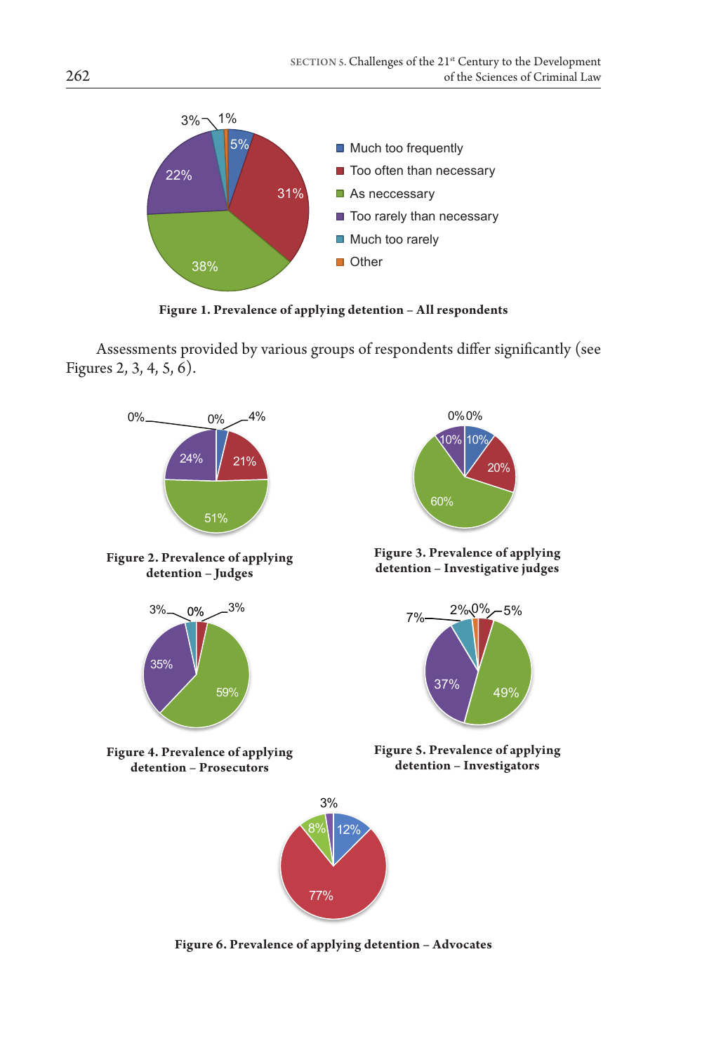3%
1%
5%
22%
31%
38%

Much too frequently
Too often than necessary
As neccessary
Too rarely than necessary
Much too rarely
Other

**Figure 1. Prevalence of applying detention – All respondents**

Assessments provided by various groups of respondents differ significantly (see Figures 2, 3, 4, 5, 6).

0%
0%
4%
24%
21%
51%

**Figure 2. Prevalence of applying detention – Judges**

0% 0%
10%
10%
20%
60%

**Figure 3. Prevalence of applying detention – Investigative judges**

3%
0%
3%
35%
59%

**Figure 4. Prevalence of applying detention – Prosecutors**

7%
2%
0%
5%
37%
49%

**Figure 5. Prevalence of applying detention – Investigators**

3%
8%
12%
77%

**Figure 6. Prevalence of applying detention – Advocates**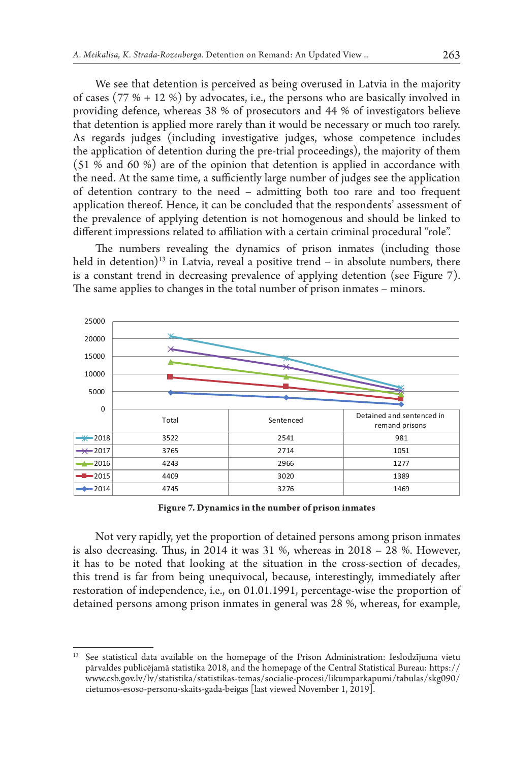We see that detention is perceived as being overused in Latvia in the majority of cases (77 % + 12 %) by advocates, i.e., the persons who are basically involved in providing defence, whereas 38 % of prosecutors and 44 % of investigators believe that detention is applied more rarely than it would be necessary or much too rarely. As regards judges (including investigative judges, whose competence includes the application of detention during the pre-trial proceedings), the majority of them (51 % and 60 %) are of the opinion that detention is applied in accordance with the need. At the same time, a sufficiently large number of judges see the application of detention contrary to the need – admitting both too rare and too frequent application thereof. Hence, it can be concluded that the respondents' assessment of the prevalence of applying detention is not homogenous and should be linked to different impressions related to affiliation with a certain criminal procedural "role".

The numbers revealing the dynamics of prison inmates (including those held in detention)[13] in Latvia, reveal a positive trend – in absolute numbers, there is a constant trend in decreasing prevalence of applying detention (see Figure 7). The same applies to changes in the total number of prison inmates – minors.

25000
20000
15000
10000
5000
0

| | Total | Sentenced | Detained and sentenced in remand prisons |
|---|---|---|---|
| 2018 | 3522 | 2541 | 981 |
| 2017 | 3765 | 2714 | 1051 |
| 2016 | 4243 | 2966 | 1277 |
| 2015 | 4409 | 3020 | 1389 |
| 2014 | 4745 | 3276 | 1469 |

**Figure 7. Dynamics in the number of prison inmates**

Not very rapidly, yet the proportion of detained persons among prison inmates is also decreasing. Thus, in 2014 it was 31 %, whereas in 2018 – 28 %. However, it has to be noted that looking at the situation in the cross-section of decades, this trend is far from being unequivocal, because, interestingly, immediately after restoration of independence, i.e., on 01.01.1991, percentage-wise the proportion of detained persons among prison inmates in general was 28 %, whereas, for example,

---

[13] See statistical data available on the homepage of the Prison Administration: Ieslodzījuma vietu pārvaldes publicējamā statistika 2018, and the homepage of the Central Statistical Bureau: https://www.csb.gov.lv/lv/statistika/statistikas-temas/socialie-procesi/likumparkapumi/tabulas/skg090/cietumos-esoso-personu-skaits-gada-beigas [last viewed November 1, 2019].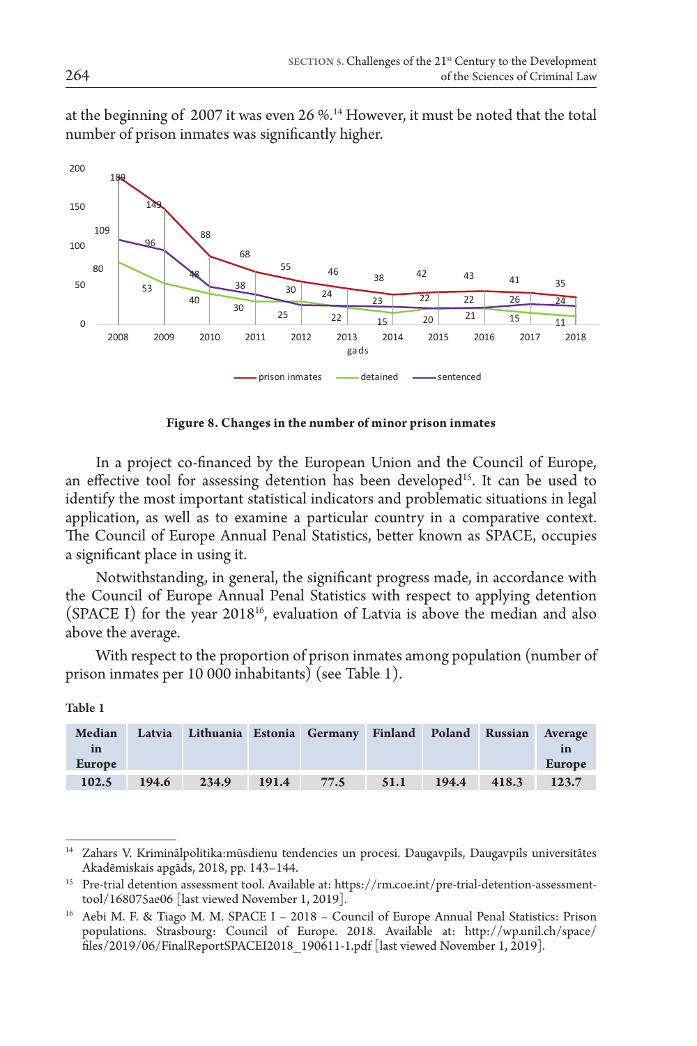at the beginning of 2007 it was even 26 %.[14] However, it must be noted that the total number of prison inmates was significantly higher.

200
150
100
50
0

180
149
109
96
88
80
68
55
53
48
46
42
43
41
40
38
38
35
30
30
26
25
24
24
23
22
22
22
21
20
15
15
11

2008 2009 2010 2011 2012 2013 2014 2015 2016 2017 2018

gads

prison inmates
detained
sentenced

**Figure 8. Changes in the number of minor prison inmates**

In a project co-financed by the European Union and the Council of Europe, an effective tool for assessing detention has been developed[15]. It can be used to identify the most important statistical indicators and problematic situations in legal application, as well as to examine a particular country in a comparative context. The Council of Europe Annual Penal Statistics, better known as SPACE, occupies a significant place in using it.

Notwithstanding, in general, the significant progress made, in accordance with the Council of Europe Annual Penal Statistics with respect to applying detention (SPACE I) for the year 2018[16], evaluation of Latvia is above the median and also above the average.

With respect to the proportion of prison inmates among population (number of prison inmates per 10 000 inhabitants) (see Table 1).

**Table 1**

| Median in Europe | Latvia | Lithuania | Estonia | Germany | Finland | Poland | Russian | Average in Europe |
|---|---|---|---|---|---|---|---|---|
| 102.5 | 194.6 | 234.9 | 191.4 | 77.5 | 51.1 | 194.4 | 418.3 | 123.7 |

---

[14] Zahars V. Kriminālpolitika:mūsdienu tendencies un procesi. Daugavpils, Daugavpils universitātes Akadēmiskais apgāds, 2018, pp. 143–144.

[15] Pre-trial detention assessment tool. Available at: https://rm.coe.int/pre-trial-detention-assessment-tool/168075ae06 [last viewed November 1, 2019].

[16] Aebi M. F. & Tiago M. M. SPACE I – 2018 – Council of Europe Annual Penal Statistics: Prison populations. Strasbourg: Council of Europe. 2018. Available at: http://wp.unil.ch/space/files/2019/06/FinalReportSPACEI2018_190611-1.pdf [last viewed November 1, 2019].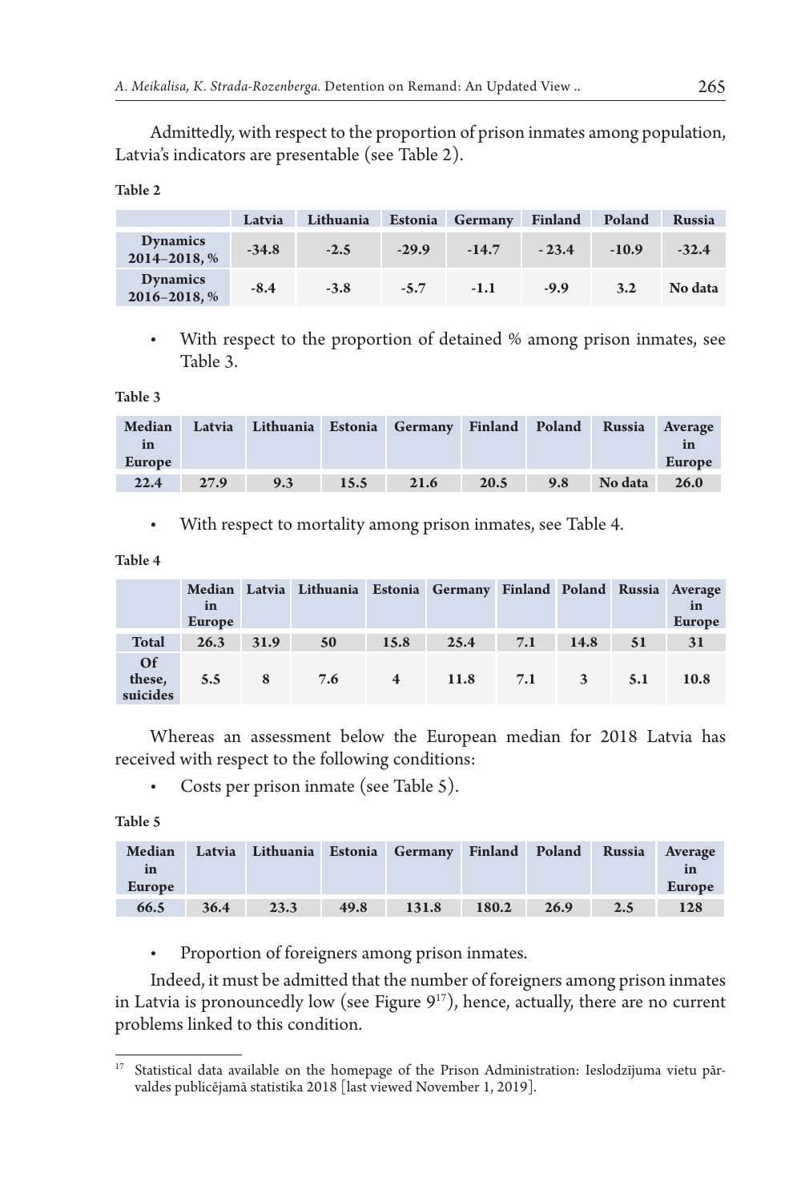Admittedly, with respect to the proportion of prison inmates among population, Latvia's indicators are presentable (see Table 2).

**Table 2**

| | Latvia | Lithuania | Estonia | Germany | Finland | Poland | Russia |
|---|---|---|---|---|---|---|---|
| **Dynamics 2014–2018, %** | -34.8 | -2.5 | -29.9 | -14.7 | - 23.4 | -10.9 | -32.4 |
| **Dynamics 2016–2018, %** | -8.4 | -3.8 | -5.7 | -1.1 | -9.9 | 3.2 | No data |

- With respect to the proportion of detained % among prison inmates, see Table 3.

**Table 3**

| Median in Europe | Latvia | Lithuania | Estonia | Germany | Finland | Poland | Russia | Average in Europe |
|---|---|---|---|---|---|---|---|---|
| 22.4 | 27.9 | 9.3 | 15.5 | 21.6 | 20.5 | 9.8 | No data | 26.0 |

- With respect to mortality among prison inmates, see Table 4.

**Table 4**

| | Median in Europe | Latvia | Lithuania | Estonia | Germany | Finland | Poland | Russia | Average in Europe |
|---|---|---|---|---|---|---|---|---|---|
| **Total** | 26.3 | 31.9 | 50 | 15.8 | 25.4 | 7.1 | 14.8 | 51 | 31 |
| **Of these, suicides** | 5.5 | 8 | 7.6 | 4 | 11.8 | 7.1 | 3 | 5.1 | 10.8 |

Whereas an assessment below the European median for 2018 Latvia has received with respect to the following conditions:

- Costs per prison inmate (see Table 5).

**Table 5**

| Median in Europe | Latvia | Lithuania | Estonia | Germany | Finland | Poland | Russia | Average in Europe |
|---|---|---|---|---|---|---|---|---|
| 66.5 | 36.4 | 23.3 | 49.8 | 131.8 | 180.2 | 26.9 | 2.5 | 128 |

- Proportion of foreigners among prison inmates.

Indeed, it must be admitted that the number of foreigners among prison inmates in Latvia is pronouncedly low (see Figure 9[17]), hence, actually, there are no current problems linked to this condition.

---

[17] Statistical data available on the homepage of the Prison Administration: Ieslodzījuma vietu pārvaldes publicējamā statistika 2018 [last viewed November 1, 2019].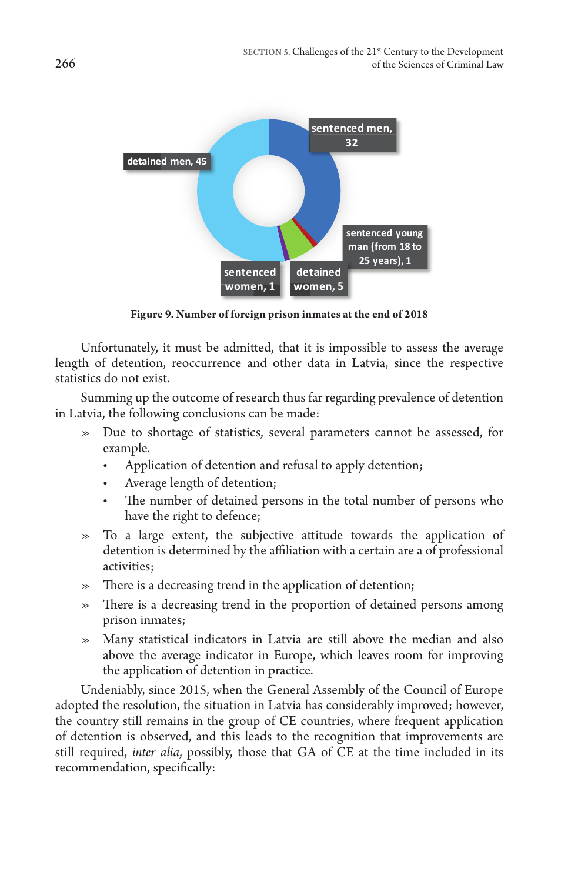sentenced men, 32

detained men, 45

sentenced young man (from 18 to 25 years), 1

sentenced women, 1

detained women, 5

**Figure 9. Number of foreign prison inmates at the end of 2018**

Unfortunately, it must be admitted, that it is impossible to assess the average length of detention, reoccurrence and other data in Latvia, since the respective statistics do not exist.

Summing up the outcome of research thus far regarding prevalence of detention in Latvia, the following conclusions can be made:

- Due to shortage of statistics, several parameters cannot be assessed, for example.
  - Application of detention and refusal to apply detention;
  - Average length of detention;
  - The number of detained persons in the total number of persons who have the right to defence;
- To a large extent, the subjective attitude towards the application of detention is determined by the affiliation with a certain are a of professional activities;
- There is a decreasing trend in the application of detention;
- There is a decreasing trend in the proportion of detained persons among prison inmates;
- Many statistical indicators in Latvia are still above the median and also above the average indicator in Europe, which leaves room for improving the application of detention in practice.

Undeniably, since 2015, when the General Assembly of the Council of Europe adopted the resolution, the situation in Latvia has considerably improved; however, the country still remains in the group of CE countries, where frequent application of detention is observed, and this leads to the recognition that improvements are still required, *inter alia*, possibly, those that GA of CE at the time included in its recommendation, specifically: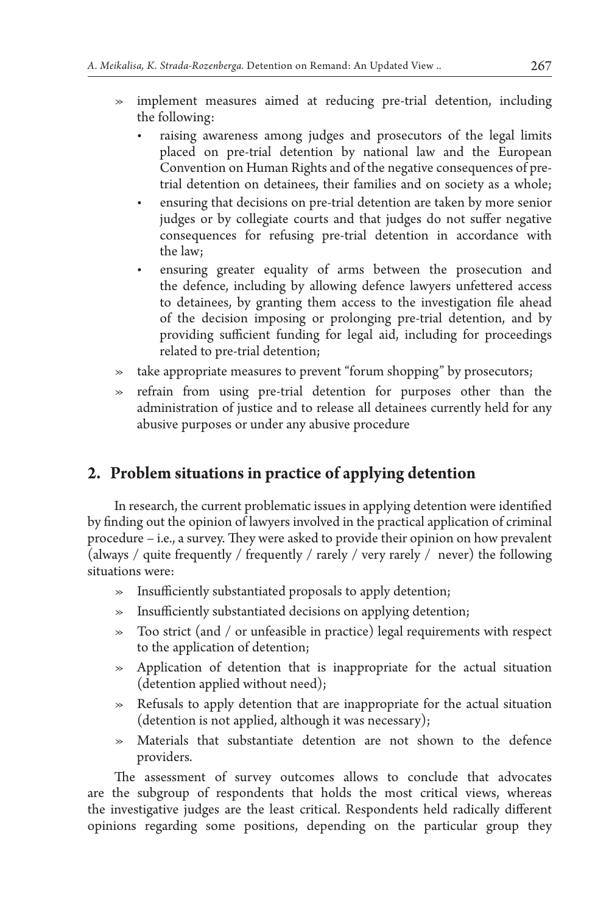- implement measures aimed at reducing pre-trial detention, including the following:
  - raising awareness among judges and prosecutors of the legal limits placed on pre-trial detention by national law and the European Convention on Human Rights and of the negative consequences of pre-trial detention on detainees, their families and on society as a whole;
  - ensuring that decisions on pre-trial detention are taken by more senior judges or by collegiate courts and that judges do not suffer negative consequences for refusing pre-trial detention in accordance with the law;
  - ensuring greater equality of arms between the prosecution and the defence, including by allowing defence lawyers unfettered access to detainees, by granting them access to the investigation file ahead of the decision imposing or prolonging pre-trial detention, and by providing sufficient funding for legal aid, including for proceedings related to pre-trial detention;
- take appropriate measures to prevent "forum shopping" by prosecutors;
- refrain from using pre-trial detention for purposes other than the administration of justice and to release all detainees currently held for any abusive purposes or under any abusive procedure

## 2. Problem situations in practice of applying detention

In research, the current problematic issues in applying detention were identified by finding out the opinion of lawyers involved in the practical application of criminal procedure – i.e., a survey. They were asked to provide their opinion on how prevalent (always / quite frequently / frequently / rarely / very rarely / never) the following situations were:

- Insufficiently substantiated proposals to apply detention;
- Insufficiently substantiated decisions on applying detention;
- Too strict (and / or unfeasible in practice) legal requirements with respect to the application of detention;
- Application of detention that is inappropriate for the actual situation (detention applied without need);
- Refusals to apply detention that are inappropriate for the actual situation (detention is not applied, although it was necessary);
- Materials that substantiate detention are not shown to the defence providers.

The assessment of survey outcomes allows to conclude that advocates are the subgroup of respondents that holds the most critical views, whereas the investigative judges are the least critical. Respondents held radically different opinions regarding some positions, depending on the particular group they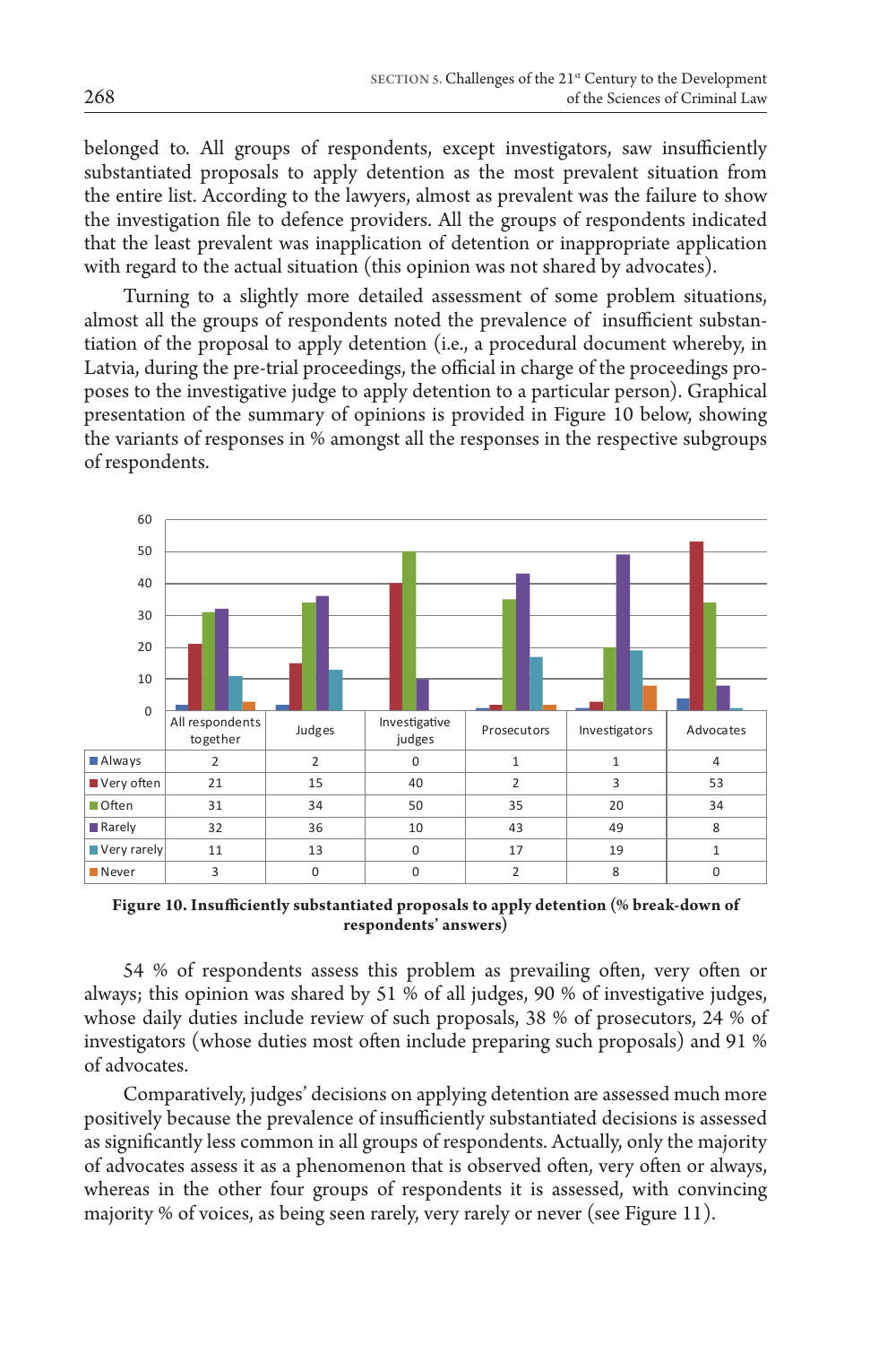belonged to. All groups of respondents, except investigators, saw insufficiently substantiated proposals to apply detention as the most prevalent situation from the entire list. According to the lawyers, almost as prevalent was the failure to show the investigation file to defence providers. All the groups of respondents indicated that the least prevalent was inapplication of detention or inappropriate application with regard to the actual situation (this opinion was not shared by advocates).

Turning to a slightly more detailed assessment of some problem situations, almost all the groups of respondents noted the prevalence of insufficient substantiation of the proposal to apply detention (i.e., a procedural document whereby, in Latvia, during the pre-trial proceedings, the official in charge of the proceedings proposes to the investigative judge to apply detention to a particular person). Graphical presentation of the summary of opinions is provided in Figure 10 below, showing the variants of responses in % amongst all the responses in the respective subgroups of respondents.

60
50
40
30
20
10
0

| | All respondents together | Judges | Investigative judges | Prosecutors | Investigators | Advocates |
|---|---|---|---|---|---|---|
| Always | 2 | 2 | 0 | 1 | 1 | 4 |
| Very often | 21 | 15 | 40 | 2 | 3 | 53 |
| Often | 31 | 34 | 50 | 35 | 20 | 34 |
| Rarely | 32 | 36 | 10 | 43 | 49 | 8 |
| Very rarely | 11 | 13 | 0 | 17 | 19 | 1 |
| Never | 3 | 0 | 0 | 2 | 8 | 0 |

**Figure 10. Insufficiently substantiated proposals to apply detention (% break-down of respondents' answers)**

54 % of respondents assess this problem as prevailing often, very often or always; this opinion was shared by 51 % of all judges, 90 % of investigative judges, whose daily duties include review of such proposals, 38 % of prosecutors, 24 % of investigators (whose duties most often include preparing such proposals) and 91 % of advocates.

Comparatively, judges' decisions on applying detention are assessed much more positively because the prevalence of insufficiently substantiated decisions is assessed as significantly less common in all groups of respondents. Actually, only the majority of advocates assess it as a phenomenon that is observed often, very often or always, whereas in the other four groups of respondents it is assessed, with convincing majority % of voices, as being seen rarely, very rarely or never (see Figure 11).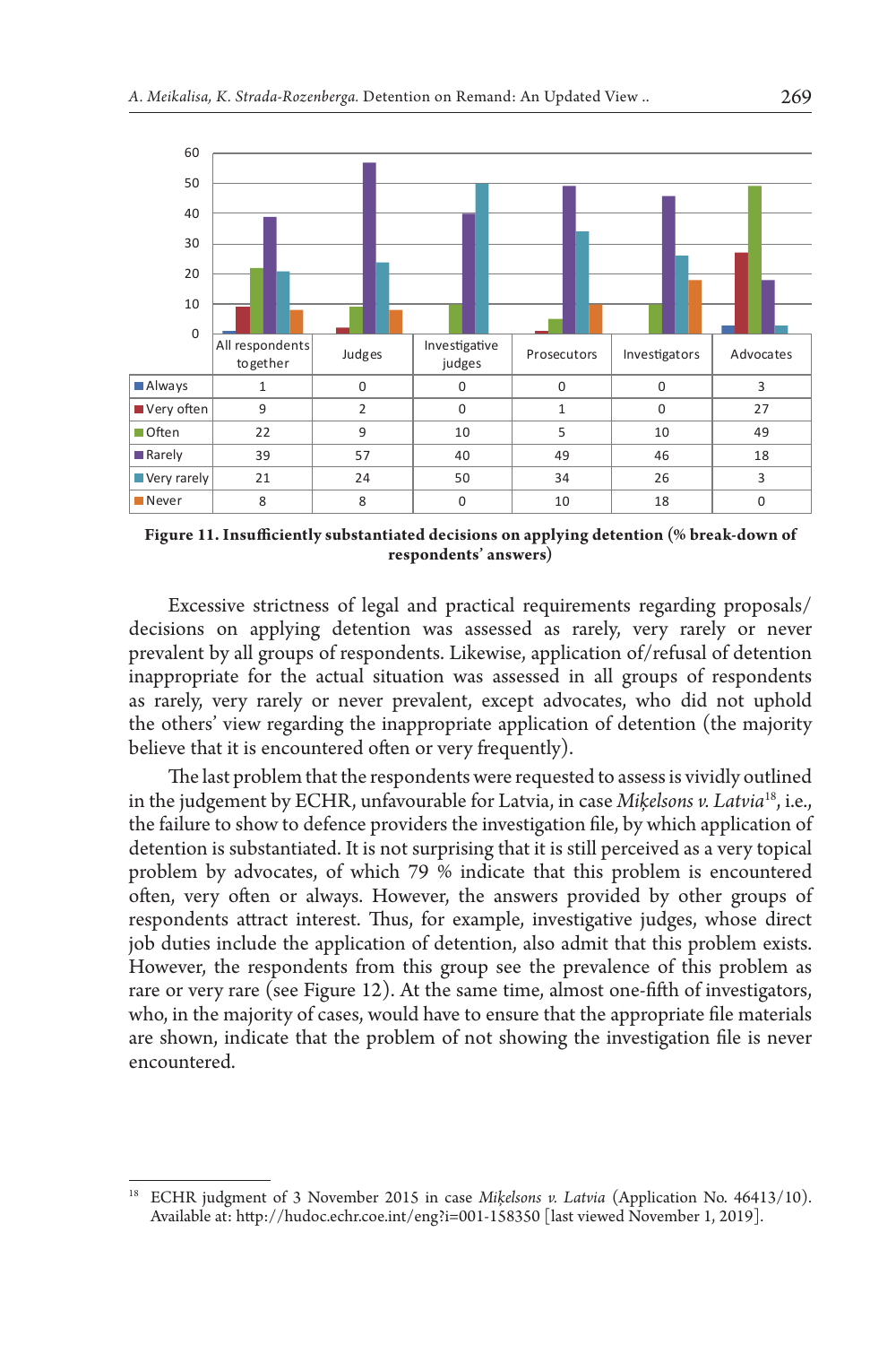| | All respondents together | Judges | Investigative judges | Prosecutors | Investigators | Advocates |
|---|---|---|---|---|---|---|
| Always | 1 | 0 | 0 | 0 | 0 | 3 |
| Very often | 9 | 2 | 0 | 1 | 0 | 27 |
| Often | 22 | 9 | 10 | 5 | 10 | 49 |
| Rarely | 39 | 57 | 40 | 49 | 46 | 18 |
| Very rarely | 21 | 24 | 50 | 34 | 26 | 3 |
| Never | 8 | 8 | 0 | 10 | 18 | 0 |

**Figure 11. Insufficiently substantiated decisions on applying detention (% break-down of respondents' answers)**

Excessive strictness of legal and practical requirements regarding proposals/ decisions on applying detention was assessed as rarely, very rarely or never prevalent by all groups of respondents. Likewise, application of/refusal of detention inappropriate for the actual situation was assessed in all groups of respondents as rarely, very rarely or never prevalent, except advocates, who did not uphold the others' view regarding the inappropriate application of detention (the majority believe that it is encountered often or very frequently).

The last problem that the respondents were requested to assess is vividly outlined in the judgement by ECHR, unfavourable for Latvia, in case *Miķelsons v. Latvia*[18], i.e., the failure to show to defence providers the investigation file, by which application of detention is substantiated. It is not surprising that it is still perceived as a very topical problem by advocates, of which 79 % indicate that this problem is encountered often, very often or always. However, the answers provided by other groups of respondents attract interest. Thus, for example, investigative judges, whose direct job duties include the application of detention, also admit that this problem exists. However, the respondents from this group see the prevalence of this problem as rare or very rare (see Figure 12). At the same time, almost one-fifth of investigators, who, in the majority of cases, would have to ensure that the appropriate file materials are shown, indicate that the problem of not showing the investigation file is never encountered.

[18] ECHR judgment of 3 November 2015 in case *Miķelsons v. Latvia* (Application No. 46413/10). Available at: http://hudoc.echr.coe.int/eng?i=001-158350 [last viewed November 1, 2019].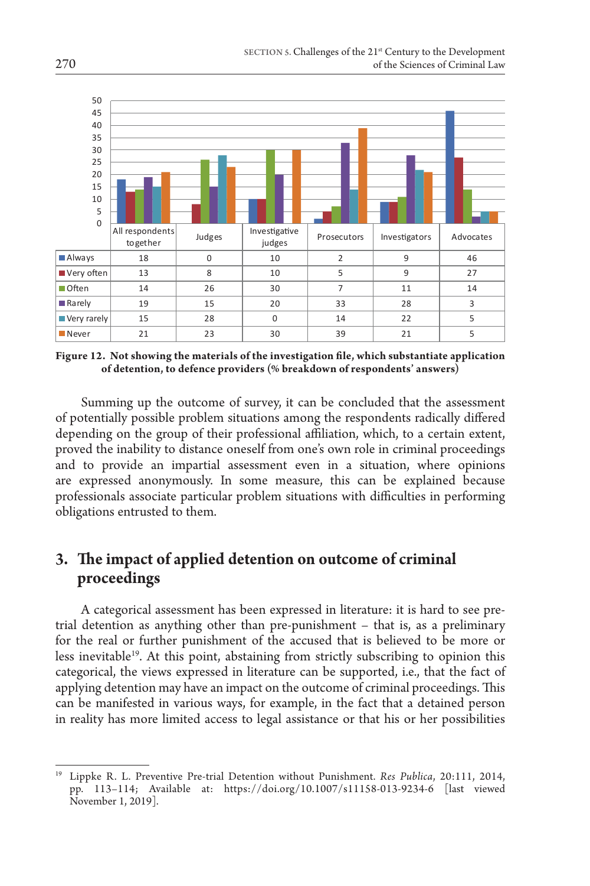50
45
40
35
30
25
20
15
10
5
0

| | All respondents together | Judges | Investigative judges | Prosecutors | Investigators | Advocates |
|---|---|---|---|---|---|---|
| Always | 18 | 0 | 10 | 2 | 9 | 46 |
| Very often | 13 | 8 | 10 | 5 | 9 | 27 |
| Often | 14 | 26 | 30 | 7 | 11 | 14 |
| Rarely | 19 | 15 | 20 | 33 | 28 | 3 |
| Very rarely | 15 | 28 | 0 | 14 | 22 | 5 |
| Never | 21 | 23 | 30 | 39 | 21 | 5 |

**Figure 12. Not showing the materials of the investigation file, which substantiate application of detention, to defence providers (% breakdown of respondents' answers)**

Summing up the outcome of survey, it can be concluded that the assessment of potentially possible problem situations among the respondents radically differed depending on the group of their professional affiliation, which, to a certain extent, proved the inability to distance oneself from one's own role in criminal proceedings and to provide an impartial assessment even in a situation, where opinions are expressed anonymously. In some measure, this can be explained because professionals associate particular problem situations with difficulties in performing obligations entrusted to them.

## 3. The impact of applied detention on outcome of criminal proceedings

A categorical assessment has been expressed in literature: it is hard to see pre-trial detention as anything other than pre-punishment – that is, as a preliminary for the real or further punishment of the accused that is believed to be more or less inevitable[19]. At this point, abstaining from strictly subscribing to opinion this categorical, the views expressed in literature can be supported, i.e., that the fact of applying detention may have an impact on the outcome of criminal proceedings. This can be manifested in various ways, for example, in the fact that a detained person in reality has more limited access to legal assistance or that his or her possibilities

---

[19] Lippke R. L. Preventive Pre-trial Detention without Punishment. *Res Publica*, 20:111, 2014, pp. 113–114; Available at: https://doi.org/10.1007/s11158-013-9234-6 [last viewed November 1, 2019].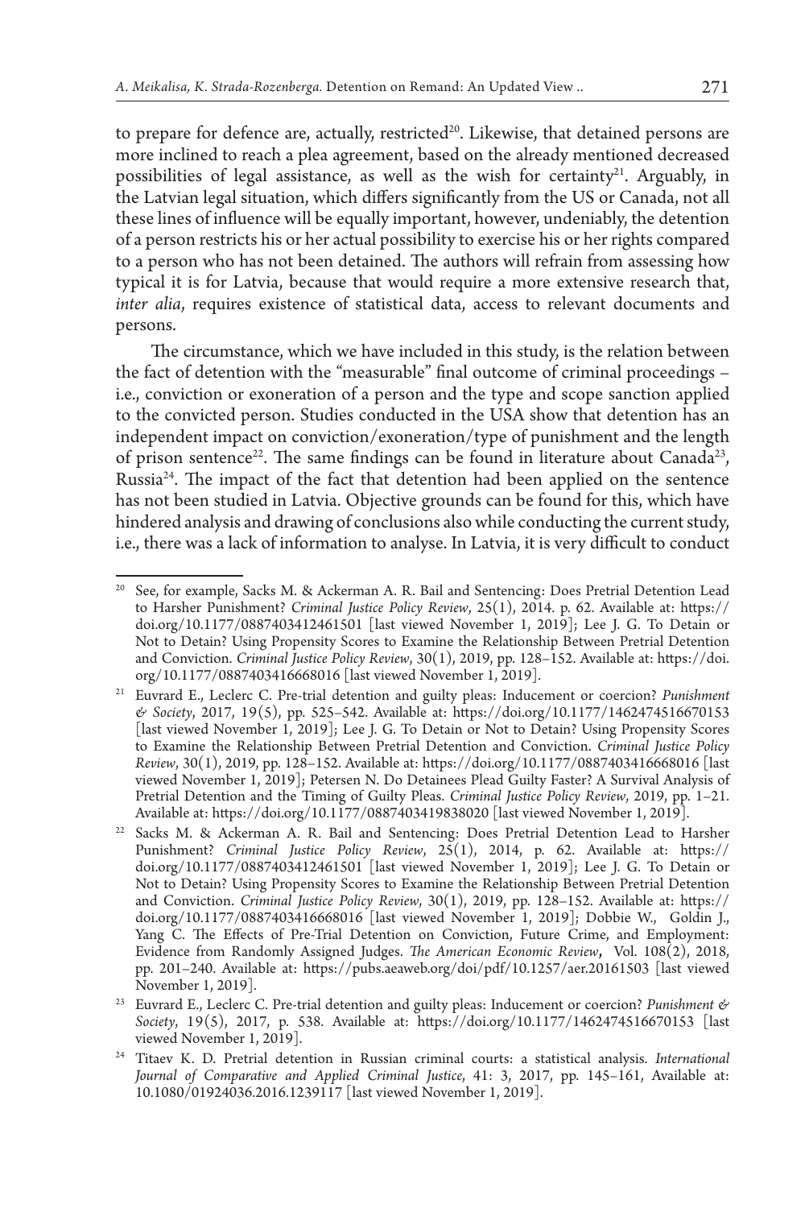to prepare for defence are, actually, restricted[20]. Likewise, that detained persons are more inclined to reach a plea agreement, based on the already mentioned decreased possibilities of legal assistance, as well as the wish for certainty[21]. Arguably, in the Latvian legal situation, which differs significantly from the US or Canada, not all these lines of influence will be equally important, however, undeniably, the detention of a person restricts his or her actual possibility to exercise his or her rights compared to a person who has not been detained. The authors will refrain from assessing how typical it is for Latvia, because that would require a more extensive research that, *inter alia*, requires existence of statistical data, access to relevant documents and persons.

The circumstance, which we have included in this study, is the relation between the fact of detention with the "measurable" final outcome of criminal proceedings – i.e., conviction or exoneration of a person and the type and scope sanction applied to the convicted person. Studies conducted in the USA show that detention has an independent impact on conviction/exoneration/type of punishment and the length of prison sentence[22]. The same findings can be found in literature about Canada[23], Russia[24]. The impact of the fact that detention had been applied on the sentence has not been studied in Latvia. Objective grounds can be found for this, which have hindered analysis and drawing of conclusions also while conducting the current study, i.e., there was a lack of information to analyse. In Latvia, it is very difficult to conduct

---

[20] See, for example, Sacks M. & Ackerman A. R. Bail and Sentencing: Does Pretrial Detention Lead to Harsher Punishment? *Criminal Justice Policy Review*, 25(1), 2014. p. 62. Available at: https://doi.org/10.1177/0887403412461501 [last viewed November 1, 2019]; Lee J. G. To Detain or Not to Detain? Using Propensity Scores to Examine the Relationship Between Pretrial Detention and Conviction. *Criminal Justice Policy Review*, 30(1), 2019, pp. 128–152. Available at: https://doi.org/10.1177/0887403416668016 [last viewed November 1, 2019].

[21] Euvrard E., Leclerc C. Pre-trial detention and guilty pleas: Inducement or coercion? *Punishment & Society*, 2017, 19(5), pp. 525–542. Available at: https://doi.org/10.1177/1462474516670153 [last viewed November 1, 2019]; Lee J. G. To Detain or Not to Detain? Using Propensity Scores to Examine the Relationship Between Pretrial Detention and Conviction. *Criminal Justice Policy Review*, 30(1), 2019, pp. 128–152. Available at: https://doi.org/10.1177/0887403416668016 [last viewed November 1, 2019]; Petersen N. Do Detainees Plead Guilty Faster? A Survival Analysis of Pretrial Detention and the Timing of Guilty Pleas. *Criminal Justice Policy Review*, 2019, pp. 1–21. Available at: https://doi.org/10.1177/0887403419838020 [last viewed November 1, 2019].

[22] Sacks M. & Ackerman A. R. Bail and Sentencing: Does Pretrial Detention Lead to Harsher Punishment? *Criminal Justice Policy Review*, 25(1), 2014, p. 62. Available at: https://doi.org/10.1177/0887403412461501 [last viewed November 1, 2019]; Lee J. G. To Detain or Not to Detain? Using Propensity Scores to Examine the Relationship Between Pretrial Detention and Conviction. *Criminal Justice Policy Review*, 30(1), 2019, pp. 128–152. Available at: https://doi.org/10.1177/0887403416668016 [last viewed November 1, 2019]; Dobbie W., Goldin J., Yang C. The Effects of Pre-Trial Detention on Conviction, Future Crime, and Employment: Evidence from Randomly Assigned Judges. *The American Economic Review*, Vol. 108(2), 2018, pp. 201–240. Available at: https://pubs.aeaweb.org/doi/pdf/10.1257/aer.20161503 [last viewed November 1, 2019].

[23] Euvrard E., Leclerc C. Pre-trial detention and guilty pleas: Inducement or coercion? *Punishment & Society*, 19(5), 2017, p. 538. Available at: https://doi.org/10.1177/1462474516670153 [last viewed November 1, 2019].

[24] Titaev K. D. Pretrial detention in Russian criminal courts: a statistical analysis. *International Journal of Comparative and Applied Criminal Justice*, 41: 3, 2017, pp. 145–161, Available at: 10.1080/01924036.2016.1239117 [last viewed November 1, 2019].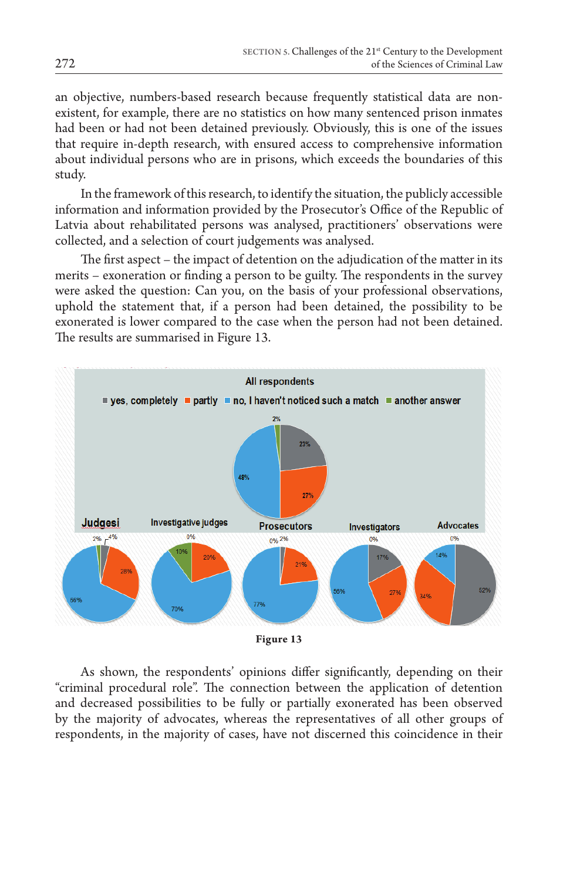an objective, numbers-based research because frequently statistical data are non-existent, for example, there are no statistics on how many sentenced prison inmates had been or had not been detained previously. Obviously, this is one of the issues that require in-depth research, with ensured access to comprehensive information about individual persons who are in prisons, which exceeds the boundaries of this study.

In the framework of this research, to identify the situation, the publicly accessible information and information provided by the Prosecutor's Office of the Republic of Latvia about rehabilitated persons was analysed, practitioners' observations were collected, and a selection of court judgements was analysed.

The first aspect – the impact of detention on the adjudication of the matter in its merits – exoneration or finding a person to be guilty. The respondents in the survey were asked the question: Can you, on the basis of your professional observations, uphold the statement that, if a person had been detained, the possibility to be exonerated is lower compared to the case when the person had not been detained. The results are summarised in Figure 13.

All respondents

yes, completely | partly | no, I haven't noticed such a match | another answer

2%
23%
27%
48%

Judgesi
2% 4%
28%
66%

Investigative judges
0%
10%
20%
70%

Prosecutors
0% 2%
21%
77%

Investigators
0%
17%
27%
56%

Advocates
0%
14%
34%
52%

**Figure 13**

As shown, the respondents' opinions differ significantly, depending on their "criminal procedural role". The connection between the application of detention and decreased possibilities to be fully or partially exonerated has been observed by the majority of advocates, whereas the representatives of all other groups of respondents, in the majority of cases, have not discerned this coincidence in their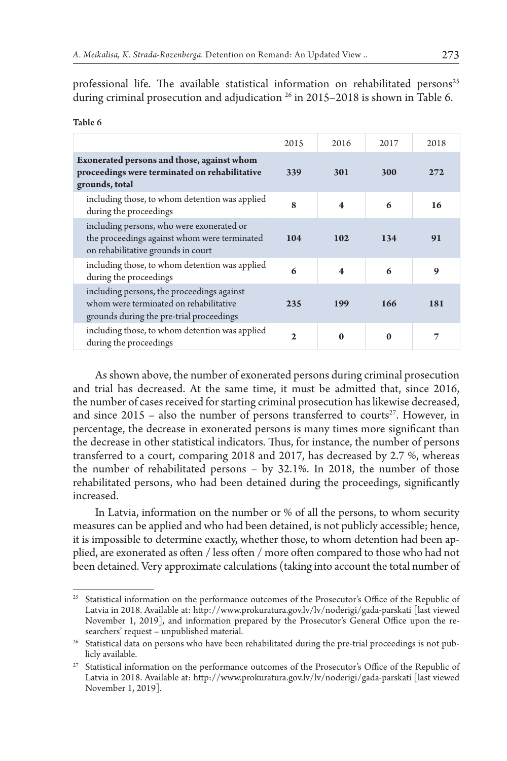professional life. The available statistical information on rehabilitated persons[25] during criminal prosecution and adjudication [26] in 2015–2018 is shown in Table 6.

**Table 6**

| | 2015 | 2016 | 2017 | 2018 |
|---|---|---|---|---|
| **Exonerated persons and those, against whom proceedings were terminated on rehabilitative grounds, total** | **339** | **301** | **300** | **272** |
| including those, to whom detention was applied during the proceedings | **8** | **4** | **6** | **16** |
| including persons, who were exonerated or the proceedings against whom were terminated on rehabilitative grounds in court | **104** | **102** | **134** | **91** |
| including those, to whom detention was applied during the proceedings | **6** | **4** | **6** | **9** |
| including persons, the proceedings against whom were terminated on rehabilitative grounds during the pre-trial proceedings | **235** | **199** | **166** | **181** |
| including those, to whom detention was applied during the proceedings | **2** | **0** | **0** | **7** |

As shown above, the number of exonerated persons during criminal prosecution and trial has decreased. At the same time, it must be admitted that, since 2016, the number of cases received for starting criminal prosecution has likewise decreased, and since 2015 – also the number of persons transferred to courts[27]. However, in percentage, the decrease in exonerated persons is many times more significant than the decrease in other statistical indicators. Thus, for instance, the number of persons transferred to a court, comparing 2018 and 2017, has decreased by 2.7 %, whereas the number of rehabilitated persons – by 32.1%. In 2018, the number of those rehabilitated persons, who had been detained during the proceedings, significantly increased.

In Latvia, information on the number or % of all the persons, to whom security measures can be applied and who had been detained, is not publicly accessible; hence, it is impossible to determine exactly, whether those, to whom detention had been applied, are exonerated as often / less often / more often compared to those who had not been detained. Very approximate calculations (taking into account the total number of

---

[25] Statistical information on the performance outcomes of the Prosecutor's Office of the Republic of Latvia in 2018. Available at: http://www.prokuratura.gov.lv/lv/noderigi/gada-parskati [last viewed November 1, 2019], and information prepared by the Prosecutor's General Office upon the researchers' request – unpublished material.

[26] Statistical data on persons who have been rehabilitated during the pre-trial proceedings is not publicly available.

[27] Statistical information on the performance outcomes of the Prosecutor's Office of the Republic of Latvia in 2018. Available at: http://www.prokuratura.gov.lv/lv/noderigi/gada-parskati [last viewed November 1, 2019].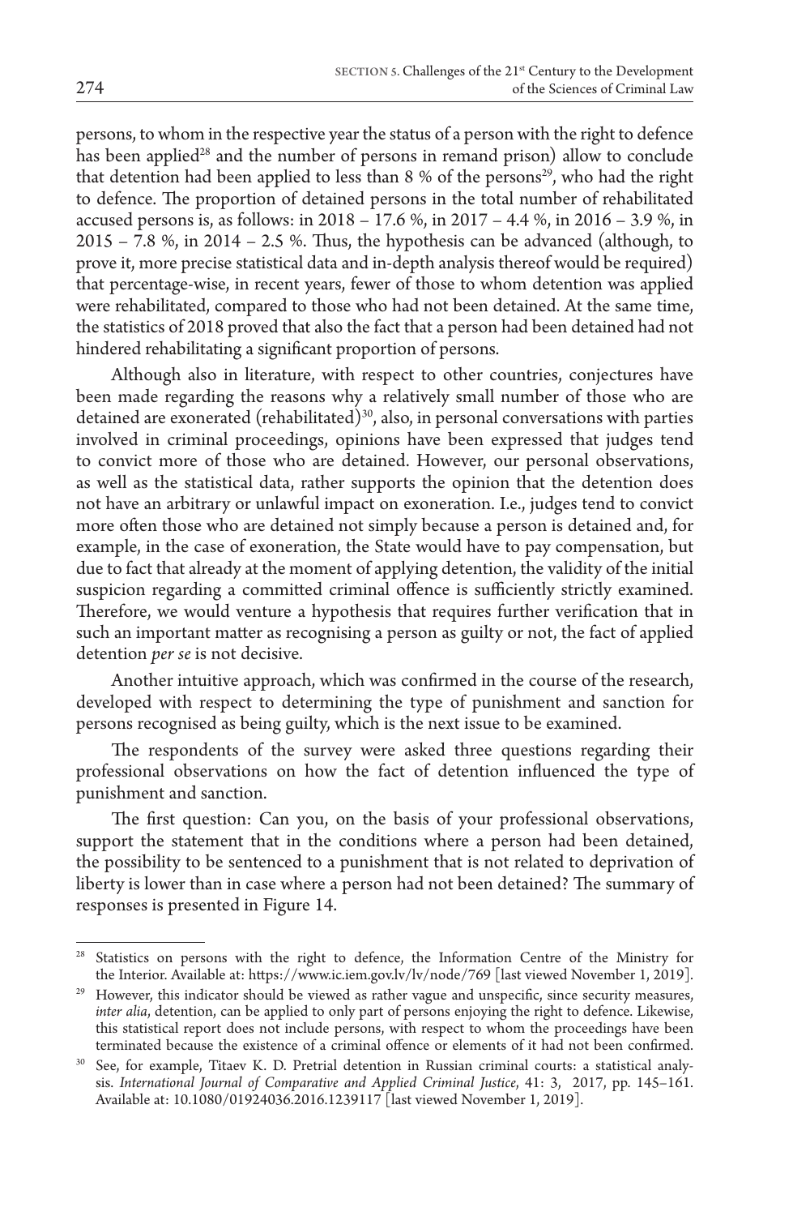persons, to whom in the respective year the status of a person with the right to defence has been applied[28] and the number of persons in remand prison) allow to conclude that detention had been applied to less than 8 % of the persons[29], who had the right to defence. The proportion of detained persons in the total number of rehabilitated accused persons is, as follows: in 2018 – 17.6 %, in 2017 – 4.4 %, in 2016 – 3.9 %, in 2015 – 7.8 %, in 2014 – 2.5 %. Thus, the hypothesis can be advanced (although, to prove it, more precise statistical data and in-depth analysis thereof would be required) that percentage-wise, in recent years, fewer of those to whom detention was applied were rehabilitated, compared to those who had not been detained. At the same time, the statistics of 2018 proved that also the fact that a person had been detained had not hindered rehabilitating a significant proportion of persons.

Although also in literature, with respect to other countries, conjectures have been made regarding the reasons why a relatively small number of those who are detained are exonerated (rehabilitated)[30], also, in personal conversations with parties involved in criminal proceedings, opinions have been expressed that judges tend to convict more of those who are detained. However, our personal observations, as well as the statistical data, rather supports the opinion that the detention does not have an arbitrary or unlawful impact on exoneration. I.e., judges tend to convict more often those who are detained not simply because a person is detained and, for example, in the case of exoneration, the State would have to pay compensation, but due to fact that already at the moment of applying detention, the validity of the initial suspicion regarding a committed criminal offence is sufficiently strictly examined. Therefore, we would venture a hypothesis that requires further verification that in such an important matter as recognising a person as guilty or not, the fact of applied detention *per se* is not decisive.

Another intuitive approach, which was confirmed in the course of the research, developed with respect to determining the type of punishment and sanction for persons recognised as being guilty, which is the next issue to be examined.

The respondents of the survey were asked three questions regarding their professional observations on how the fact of detention influenced the type of punishment and sanction.

The first question: Can you, on the basis of your professional observations, support the statement that in the conditions where a person had been detained, the possibility to be sentenced to a punishment that is not related to deprivation of liberty is lower than in case where a person had not been detained? The summary of responses is presented in Figure 14.

---

[28] Statistics on persons with the right to defence, the Information Centre of the Ministry for the Interior. Available at: https://www.ic.iem.gov.lv/lv/node/769 [last viewed November 1, 2019].

[29] However, this indicator should be viewed as rather vague and unspecific, since security measures, *inter alia*, detention, can be applied to only part of persons enjoying the right to defence. Likewise, this statistical report does not include persons, with respect to whom the proceedings have been terminated because the existence of a criminal offence or elements of it had not been confirmed.

[30] See, for example, Titaev K. D. Pretrial detention in Russian criminal courts: a statistical analysis. *International Journal of Comparative and Applied Criminal Justice*, 41: 3, 2017, pp. 145–161. Available at: 10.1080/01924036.2016.1239117 [last viewed November 1, 2019].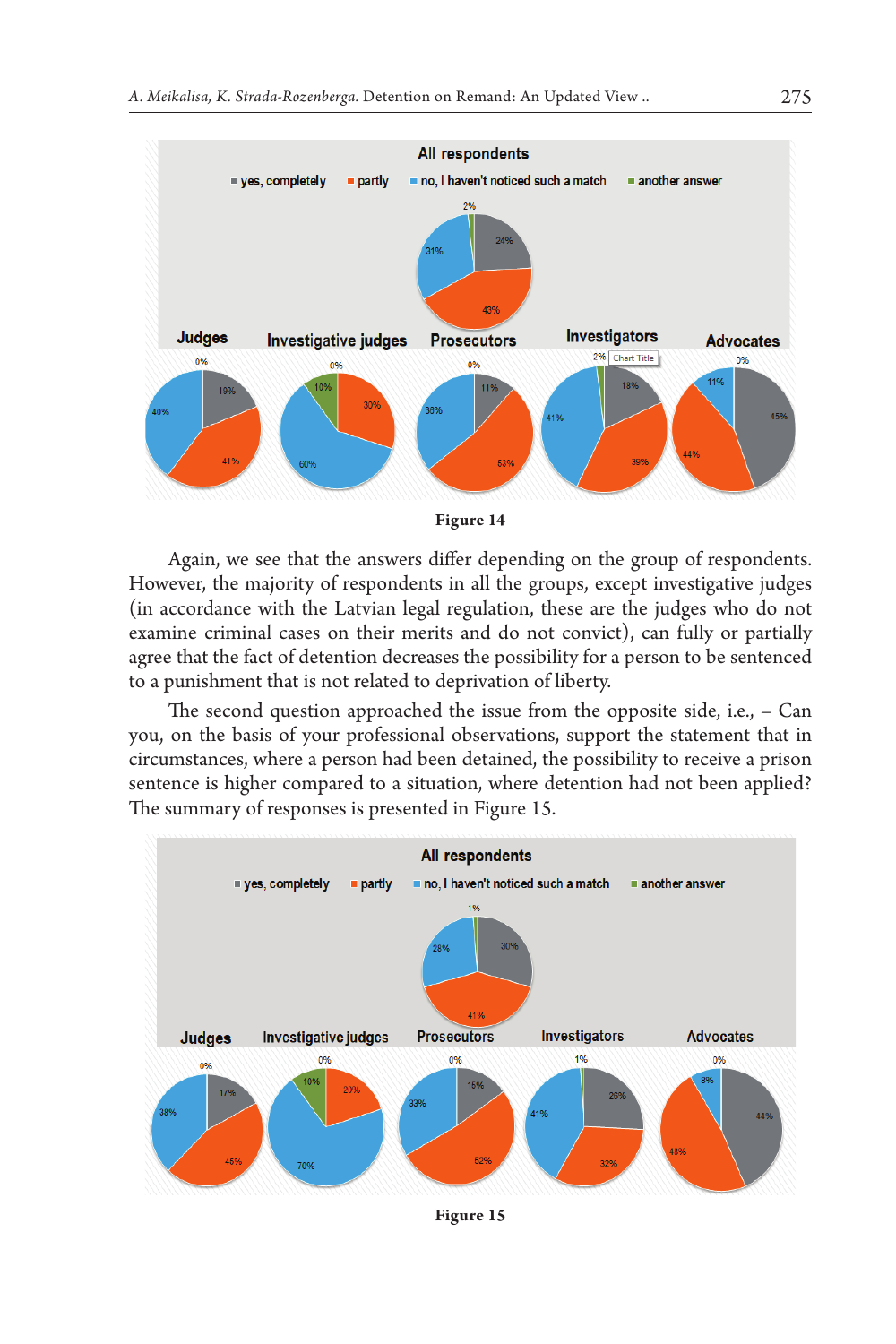Figure 14

Again, we see that the answers differ depending on the group of respondents. However, the majority of respondents in all the groups, except investigative judges (in accordance with the Latvian legal regulation, these are the judges who do not examine criminal cases on their merits and do not convict), can fully or partially agree that the fact of detention decreases the possibility for a person to be sentenced to a punishment that is not related to deprivation of liberty.

The second question approached the issue from the opposite side, i.e., – Can you, on the basis of your professional observations, support the statement that in circumstances, where a person had been detained, the possibility to receive a prison sentence is higher compared to a situation, where detention had not been applied? The summary of responses is presented in Figure 15.

Figure 15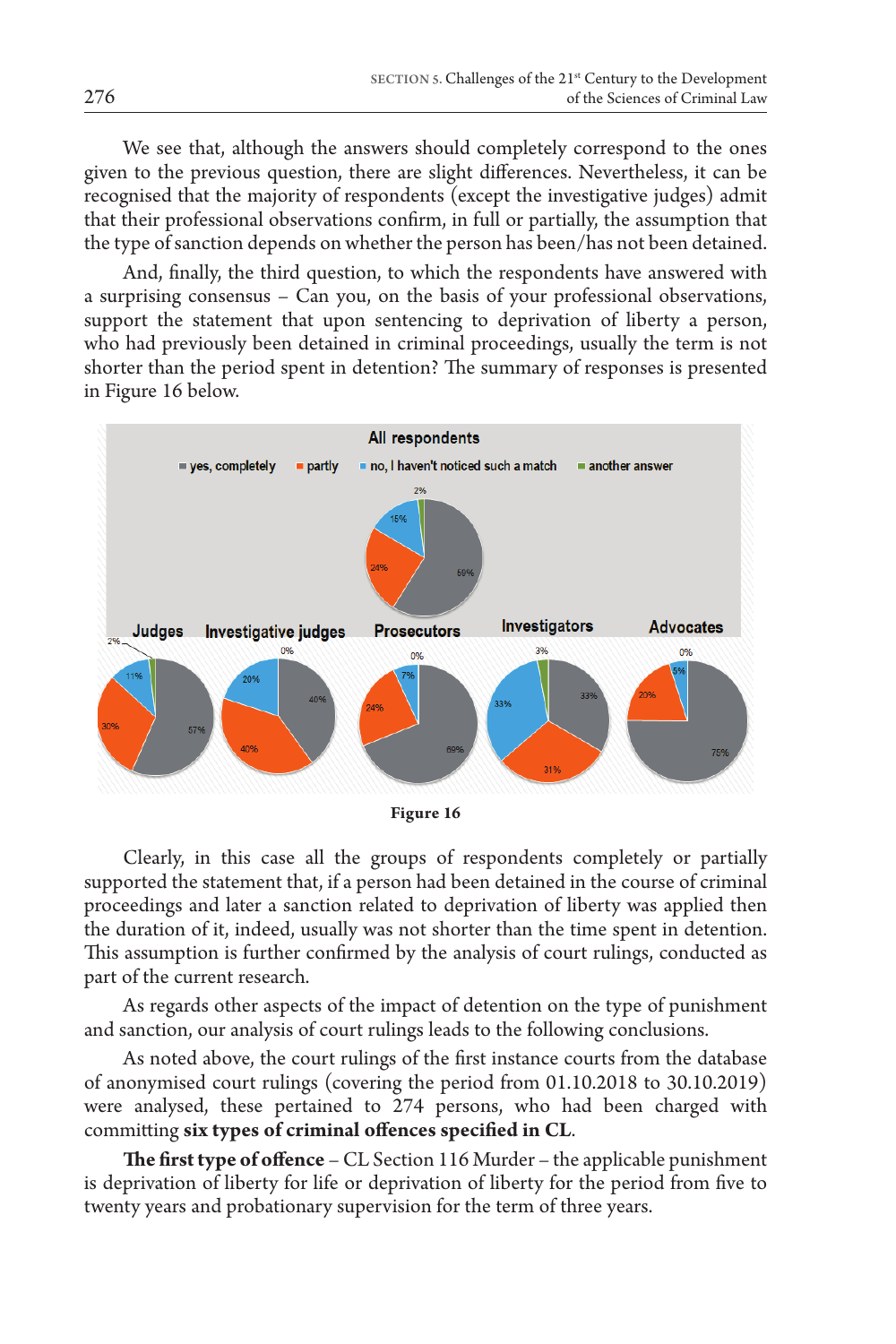We see that, although the answers should completely correspond to the ones given to the previous question, there are slight differences. Nevertheless, it can be recognised that the majority of respondents (except the investigative judges) admit that their professional observations confirm, in full or partially, the assumption that the type of sanction depends on whether the person has been/has not been detained.

And, finally, the third question, to which the respondents have answered with a surprising consensus – Can you, on the basis of your professional observations, support the statement that upon sentencing to deprivation of liberty a person, who had previously been detained in criminal proceedings, usually the term is not shorter than the period spent in detention? The summary of responses is presented in Figure 16 below.

All respondents

yes, completely · partly · no, I haven't noticed such a match · another answer

2%
15%
24%
59%

Judges
2%
11%
30%
57%

Investigative judges
0%
20%
40%
40%

Prosecutors
0%
7%
24%
69%

Investigators
3%
33%
33%
31%

Advocates
0%
5%
20%
75%

**Figure 16**

Clearly, in this case all the groups of respondents completely or partially supported the statement that, if a person had been detained in the course of criminal proceedings and later a sanction related to deprivation of liberty was applied then the duration of it, indeed, usually was not shorter than the time spent in detention. This assumption is further confirmed by the analysis of court rulings, conducted as part of the current research.

As regards other aspects of the impact of detention on the type of punishment and sanction, our analysis of court rulings leads to the following conclusions.

As noted above, the court rulings of the first instance courts from the database of anonymised court rulings (covering the period from 01.10.2018 to 30.10.2019) were analysed, these pertained to 274 persons, who had been charged with committing **six types of criminal offences specified in CL**.

**The first type of offence** – CL Section 116 Murder – the applicable punishment is deprivation of liberty for life or deprivation of liberty for the period from five to twenty years and probationary supervision for the term of three years.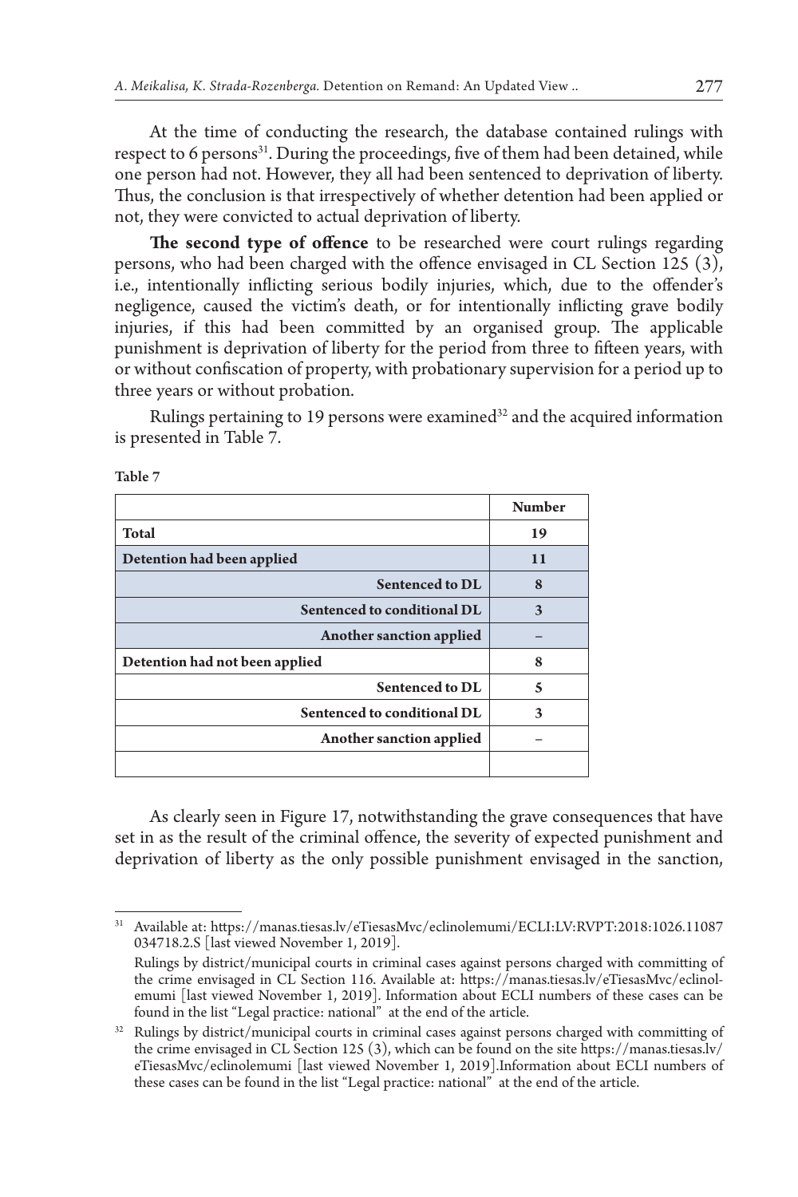At the time of conducting the research, the database contained rulings with respect to 6 persons[31]. During the proceedings, five of them had been detained, while one person had not. However, they all had been sentenced to deprivation of liberty. Thus, the conclusion is that irrespectively of whether detention had been applied or not, they were convicted to actual deprivation of liberty.

**The second type of offence** to be researched were court rulings regarding persons, who had been charged with the offence envisaged in CL Section 125 (3), i.e., intentionally inflicting serious bodily injuries, which, due to the offender's negligence, caused the victim's death, or for intentionally inflicting grave bodily injuries, if this had been committed by an organised group. The applicable punishment is deprivation of liberty for the period from three to fifteen years, with or without confiscation of property, with probationary supervision for a period up to three years or without probation.

Rulings pertaining to 19 persons were examined[32] and the acquired information is presented in Table 7.

**Table 7**

| | **Number** |
|---|---|
| **Total** | **19** |
| **Detention had been applied** | **11** |
| **Sentenced to DL** | **8** |
| **Sentenced to conditional DL** | **3** |
| **Another sanction applied** | **–** |
| **Detention had not been applied** | **8** |
| **Sentenced to DL** | **5** |
| **Sentenced to conditional DL** | **3** |
| **Another sanction applied** | **–** |
| | |

As clearly seen in Figure 17, notwithstanding the grave consequences that have set in as the result of the criminal offence, the severity of expected punishment and deprivation of liberty as the only possible punishment envisaged in the sanction,

[31] Available at: https://manas.tiesas.lv/eTiesasMvc/eclinolemumi/ECLI:LV:RVPT:2018:1026.11087034718.2.S [last viewed November 1, 2019].
Rulings by district/municipal courts in criminal cases against persons charged with committing of the crime envisaged in CL Section 116. Available at: https://manas.tiesas.lv/eTiesasMvc/eclinolemumi [last viewed November 1, 2019]. Information about ECLI numbers of these cases can be found in the list "Legal practice: national" at the end of the article.

[32] Rulings by district/municipal courts in criminal cases against persons charged with committing of the crime envisaged in CL Section 125 (3), which can be found on the site https://manas.tiesas.lv/eTiesasMvc/eclinolemumi [last viewed November 1, 2019].Information about ECLI numbers of these cases can be found in the list "Legal practice: national" at the end of the article.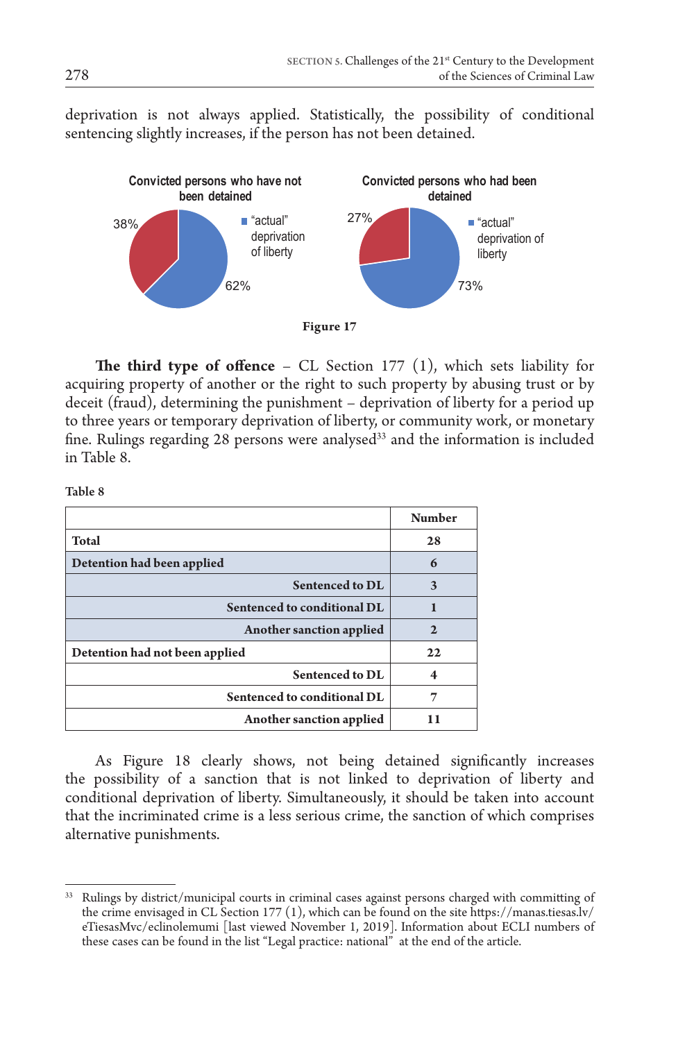deprivation is not always applied. Statistically, the possibility of conditional sentencing slightly increases, if the person has not been detained.

Convicted persons who have not been detained

38%

62%

"actual" deprivation of liberty

Convicted persons who had been detained

27%

73%

"actual" deprivation of liberty

Figure 17

**The third type of offence** – CL Section 177 (1), which sets liability for acquiring property of another or the right to such property by abusing trust or by deceit (fraud), determining the punishment – deprivation of liberty for a period up to three years or temporary deprivation of liberty, or community work, or monetary fine. Rulings regarding 28 persons were analysed[33] and the information is included in Table 8.

**Table 8**

| | **Number** |
|---|---|
| **Total** | **28** |
| **Detention had been applied** | **6** |
| **Sentenced to DL** | **3** |
| **Sentenced to conditional DL** | **1** |
| **Another sanction applied** | **2** |
| **Detention had not been applied** | **22** |
| **Sentenced to DL** | **4** |
| **Sentenced to conditional DL** | **7** |
| **Another sanction applied** | **11** |

As Figure 18 clearly shows, not being detained significantly increases the possibility of a sanction that is not linked to deprivation of liberty and conditional deprivation of liberty. Simultaneously, it should be taken into account that the incriminated crime is a less serious crime, the sanction of which comprises alternative punishments.

[33] Rulings by district/municipal courts in criminal cases against persons charged with committing of the crime envisaged in CL Section 177 (1), which can be found on the site https://manas.tiesas.lv/eTiesasMvc/eclinolemumi [last viewed November 1, 2019]. Information about ECLI numbers of these cases can be found in the list "Legal practice: national" at the end of the article.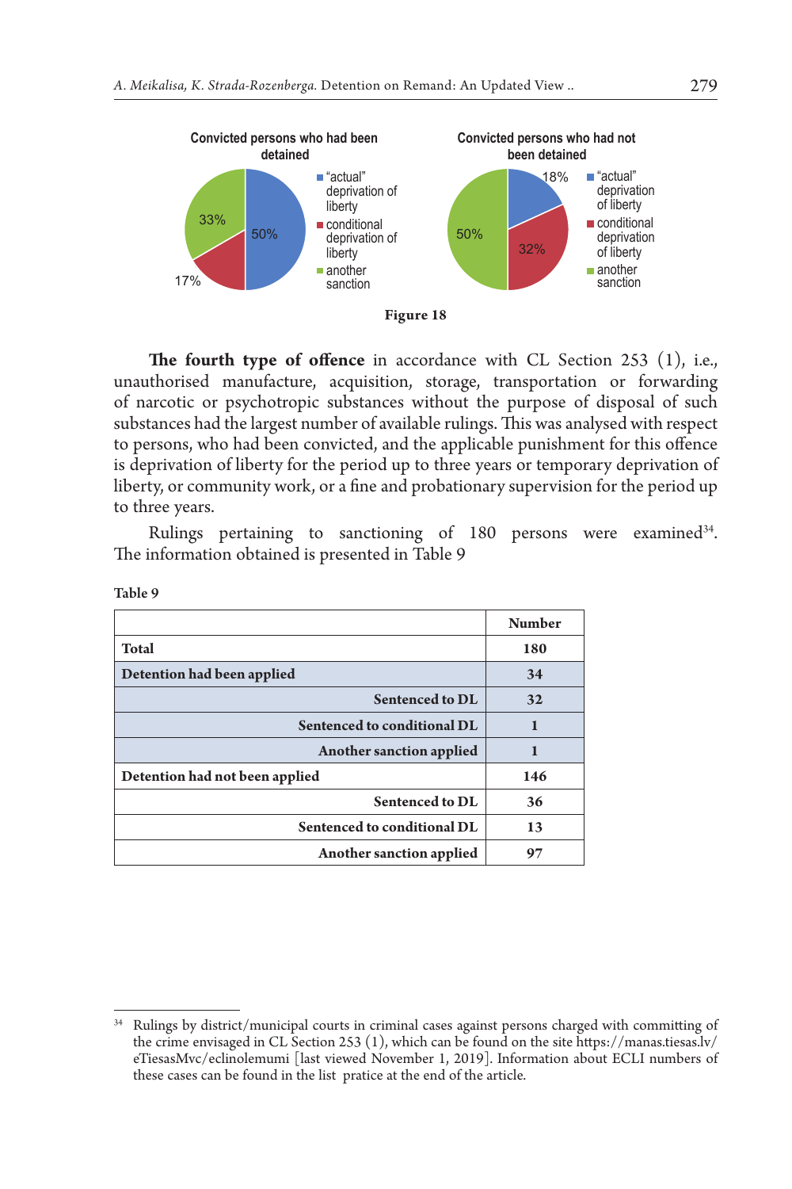Convicted persons who had been detained

- "actual" deprivation of liberty: 50%
- conditional deprivation of liberty: 17%
- another sanction: 33%

Convicted persons who had not been detained

- "actual" deprivation of liberty: 18%
- conditional deprivation of liberty: 32%
- another sanction: 50%

**Figure 18**

**The fourth type of offence** in accordance with CL Section 253 (1), i.e., unauthorised manufacture, acquisition, storage, transportation or forwarding of narcotic or psychotropic substances without the purpose of disposal of such substances had the largest number of available rulings. This was analysed with respect to persons, who had been convicted, and the applicable punishment for this offence is deprivation of liberty for the period up to three years or temporary deprivation of liberty, or community work, or a fine and probationary supervision for the period up to three years.

Rulings pertaining to sanctioning of 180 persons were examined[34]. The information obtained is presented in Table 9

**Table 9**

| | **Number** |
|---|---|
| **Total** | **180** |
| **Detention had been applied** | **34** |
| **Sentenced to DL** | **32** |
| **Sentenced to conditional DL** | **1** |
| **Another sanction applied** | **1** |
| **Detention had not been applied** | **146** |
| **Sentenced to DL** | **36** |
| **Sentenced to conditional DL** | **13** |
| **Another sanction applied** | **97** |

[34] Rulings by district/municipal courts in criminal cases against persons charged with committing of the crime envisaged in CL Section 253 (1), which can be found on the site https://manas.tiesas.lv/eTiesasMvc/eclinolemumi [last viewed November 1, 2019]. Information about ECLI numbers of these cases can be found in the list pratice at the end of the article.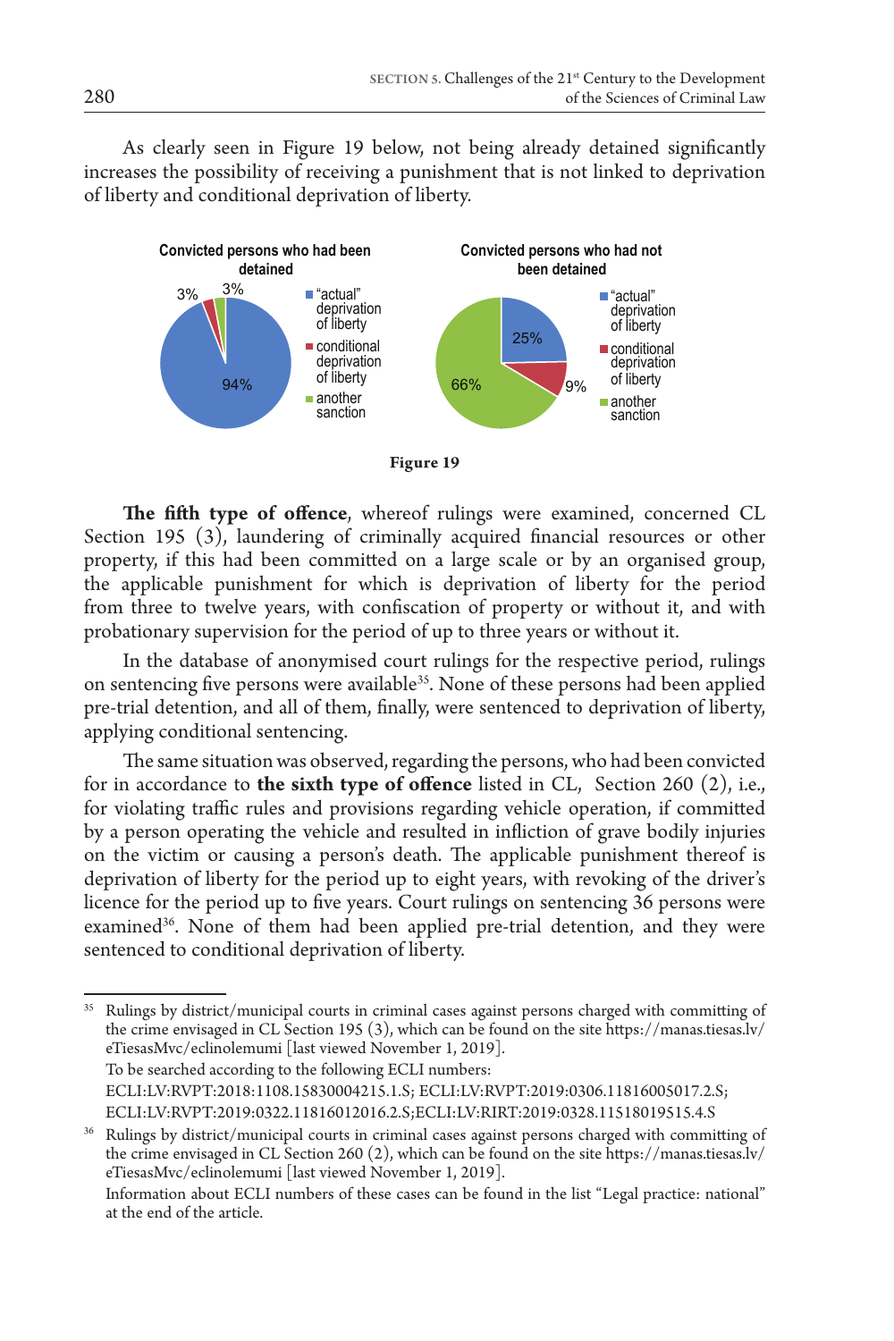As clearly seen in Figure 19 below, not being already detained significantly increases the possibility of receiving a punishment that is not linked to deprivation of liberty and conditional deprivation of liberty.

**Convicted persons who had been detained**

3%
3%
94%

"actual" deprivation of liberty
conditional deprivation of liberty
another sanction

**Convicted persons who had not been detained**

25%
9%
66%

"actual" deprivation of liberty
conditional deprivation of liberty
another sanction

**Figure 19**

**The fifth type of offence**, whereof rulings were examined, concerned CL Section 195 (3), laundering of criminally acquired financial resources or other property, if this had been committed on a large scale or by an organised group, the applicable punishment for which is deprivation of liberty for the period from three to twelve years, with confiscation of property or without it, and with probationary supervision for the period of up to three years or without it.

In the database of anonymised court rulings for the respective period, rulings on sentencing five persons were available[35]. None of these persons had been applied pre-trial detention, and all of them, finally, were sentenced to deprivation of liberty, applying conditional sentencing.

The same situation was observed, regarding the persons, who had been convicted for in accordance to **the sixth type of offence** listed in CL, Section 260 (2), i.e., for violating traffic rules and provisions regarding vehicle operation, if committed by a person operating the vehicle and resulted in infliction of grave bodily injuries on the victim or causing a person's death. The applicable punishment thereof is deprivation of liberty for the period up to eight years, with revoking of the driver's licence for the period up to five years. Court rulings on sentencing 36 persons were examined[36]. None of them had been applied pre-trial detention, and they were sentenced to conditional deprivation of liberty.

---

[35] Rulings by district/municipal courts in criminal cases against persons charged with committing of the crime envisaged in CL Section 195 (3), which can be found on the site https://manas.tiesas.lv/eTiesasMvc/eclinolemumi [last viewed November 1, 2019].
To be searched according to the following ECLI numbers:
ECLI:LV:RVPT:2018:1108.15830004215.1.S; ECLI:LV:RVPT:2019:0306.11816005017.2.S; ECLI:LV:RVPT:2019:0322.11816012016.2.S;ECLI:LV:RIRT:2019:0328.11518019515.4.S

[36] Rulings by district/municipal courts in criminal cases against persons charged with committing of the crime envisaged in CL Section 260 (2), which can be found on the site https://manas.tiesas.lv/eTiesasMvc/eclinolemumi [last viewed November 1, 2019].
Information about ECLI numbers of these cases can be found in the list "Legal practice: national" at the end of the article.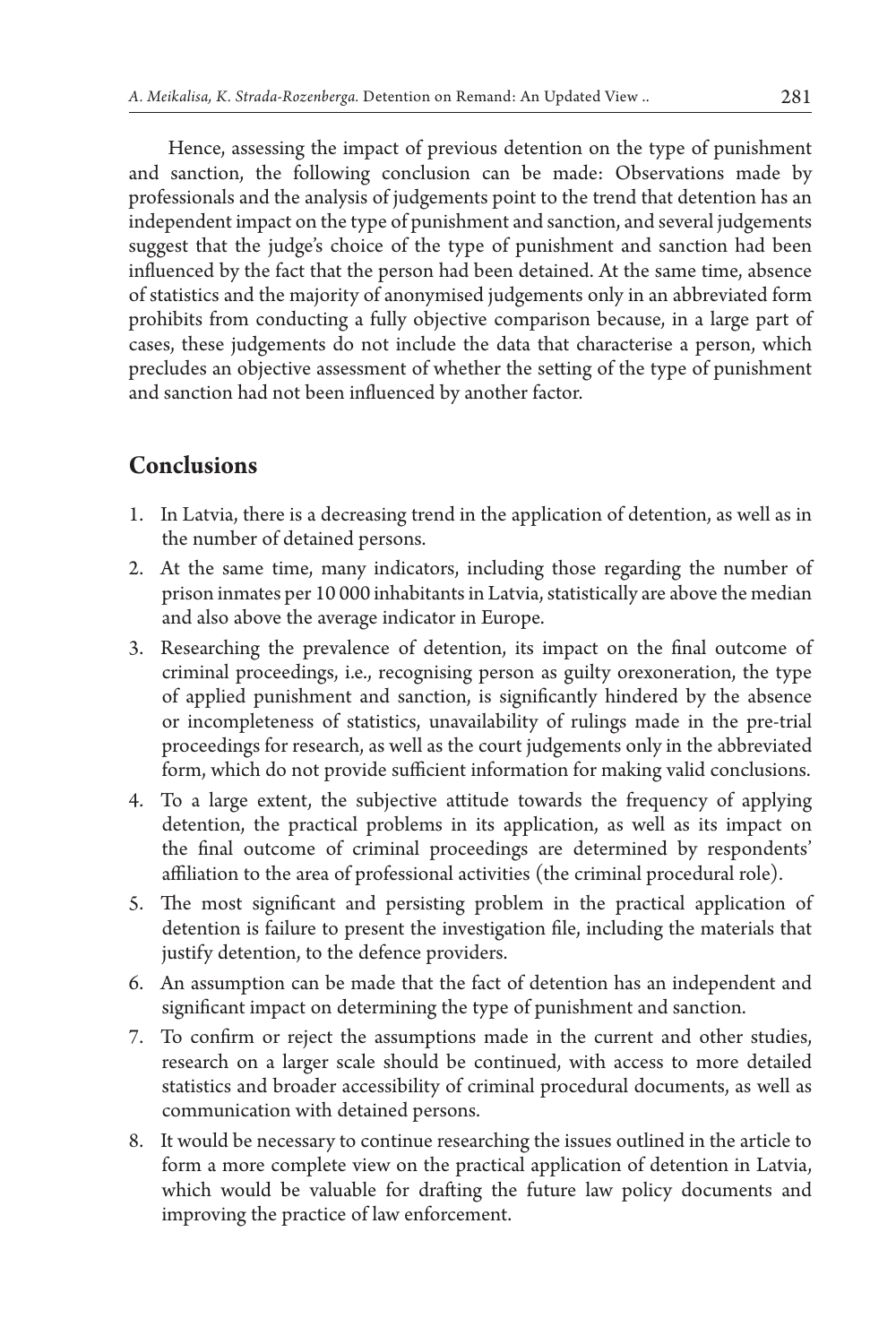Hence, assessing the impact of previous detention on the type of punishment and sanction, the following conclusion can be made: Observations made by professionals and the analysis of judgements point to the trend that detention has an independent impact on the type of punishment and sanction, and several judgements suggest that the judge's choice of the type of punishment and sanction had been influenced by the fact that the person had been detained. At the same time, absence of statistics and the majority of anonymised judgements only in an abbreviated form prohibits from conducting a fully objective comparison because, in a large part of cases, these judgements do not include the data that characterise a person, which precludes an objective assessment of whether the setting of the type of punishment and sanction had not been influenced by another factor.

## Conclusions

1. In Latvia, there is a decreasing trend in the application of detention, as well as in the number of detained persons.
2. At the same time, many indicators, including those regarding the number of prison inmates per 10 000 inhabitants in Latvia, statistically are above the median and also above the average indicator in Europe.
3. Researching the prevalence of detention, its impact on the final outcome of criminal proceedings, i.e., recognising person as guilty orexoneration, the type of applied punishment and sanction, is significantly hindered by the absence or incompleteness of statistics, unavailability of rulings made in the pre-trial proceedings for research, as well as the court judgements only in the abbreviated form, which do not provide sufficient information for making valid conclusions.
4. To a large extent, the subjective attitude towards the frequency of applying detention, the practical problems in its application, as well as its impact on the final outcome of criminal proceedings are determined by respondents' affiliation to the area of professional activities (the criminal procedural role).
5. The most significant and persisting problem in the practical application of detention is failure to present the investigation file, including the materials that justify detention, to the defence providers.
6. An assumption can be made that the fact of detention has an independent and significant impact on determining the type of punishment and sanction.
7. To confirm or reject the assumptions made in the current and other studies, research on a larger scale should be continued, with access to more detailed statistics and broader accessibility of criminal procedural documents, as well as communication with detained persons.
8. It would be necessary to continue researching the issues outlined in the article to form a more complete view on the practical application of detention in Latvia, which would be valuable for drafting the future law policy documents and improving the practice of law enforcement.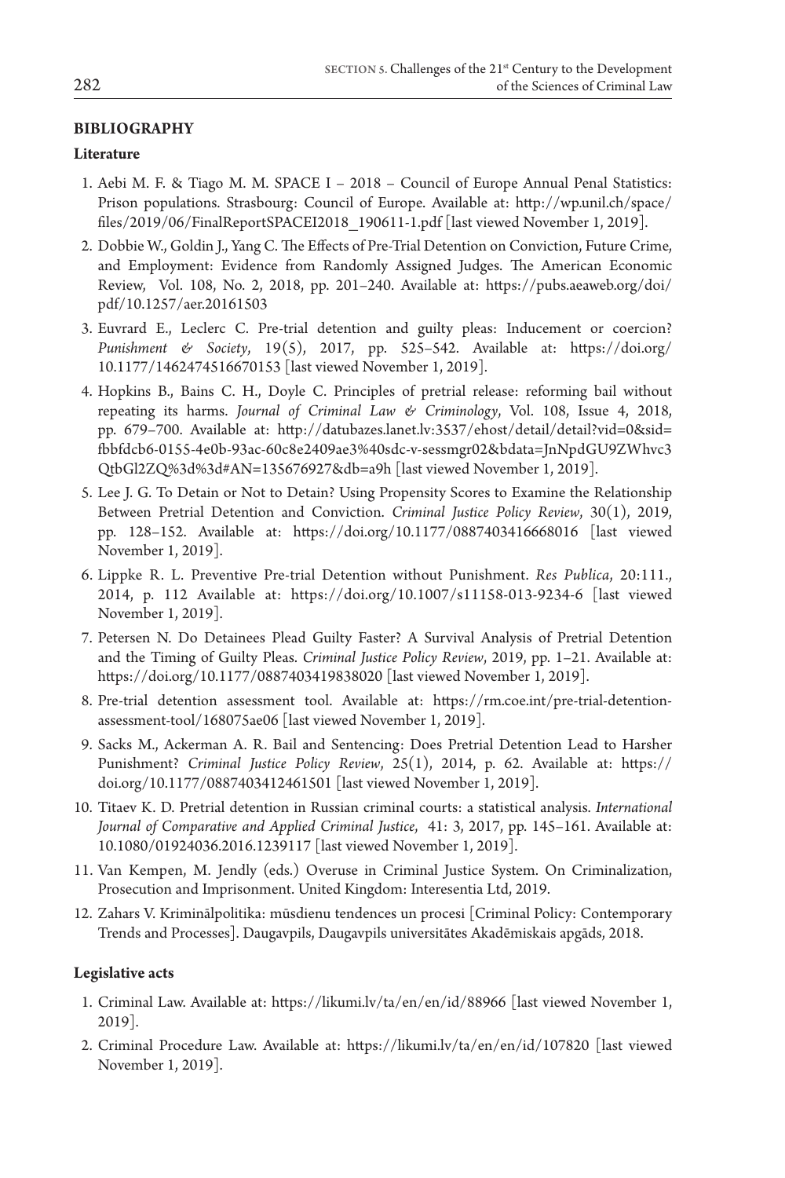## BIBLIOGRAPHY

### Literature

1. Aebi M. F. & Tiago M. M. SPACE I – 2018 – Council of Europe Annual Penal Statistics: Prison populations. Strasbourg: Council of Europe. Available at: http://wp.unil.ch/space/files/2019/06/FinalReportSPACEI2018_190611-1.pdf [last viewed November 1, 2019].
2. Dobbie W., Goldin J., Yang C. The Effects of Pre-Trial Detention on Conviction, Future Crime, and Employment: Evidence from Randomly Assigned Judges. The American Economic Review, Vol. 108, No. 2, 2018, pp. 201–240. Available at: https://pubs.aeaweb.org/doi/pdf/10.1257/aer.20161503
3. Euvrard E., Leclerc C. Pre-trial detention and guilty pleas: Inducement or coercion? *Punishment & Society*, 19(5), 2017, pp. 525–542. Available at: https://doi.org/10.1177/1462474516670153 [last viewed November 1, 2019].
4. Hopkins B., Bains C. H., Doyle C. Principles of pretrial release: reforming bail without repeating its harms. *Journal of Criminal Law & Criminology*, Vol. 108, Issue 4, 2018, pp. 679–700. Available at: http://datubazes.lanet.lv:3537/ehost/detail/detail?vid=0&sid=fbbfdcb6-0155-4e0b-93ac-60c8e2409ae3%40sdc-v-sessmgr02&bdata=JnNpdGU9ZWhvc3QtbGl2ZQ%3d%3d#AN=135676927&db=a9h [last viewed November 1, 2019].
5. Lee J. G. To Detain or Not to Detain? Using Propensity Scores to Examine the Relationship Between Pretrial Detention and Conviction. *Criminal Justice Policy Review*, 30(1), 2019, pp. 128–152. Available at: https://doi.org/10.1177/0887403416668016 [last viewed November 1, 2019].
6. Lippke R. L. Preventive Pre-trial Detention without Punishment. *Res Publica*, 20:111., 2014, p. 112 Available at: https://doi.org/10.1007/s11158-013-9234-6 [last viewed November 1, 2019].
7. Petersen N. Do Detainees Plead Guilty Faster? A Survival Analysis of Pretrial Detention and the Timing of Guilty Pleas. *Criminal Justice Policy Review*, 2019, pp. 1–21. Available at: https://doi.org/10.1177/0887403419838020 [last viewed November 1, 2019].
8. Pre-trial detention assessment tool. Available at: https://rm.coe.int/pre-trial-detention-assessment-tool/168075ae06 [last viewed November 1, 2019].
9. Sacks M., Ackerman A. R. Bail and Sentencing: Does Pretrial Detention Lead to Harsher Punishment? *Criminal Justice Policy Review*, 25(1), 2014, p. 62. Available at: https://doi.org/10.1177/0887403412461501 [last viewed November 1, 2019].
10. Titaev K. D. Pretrial detention in Russian criminal courts: a statistical analysis. *International Journal of Comparative and Applied Criminal Justice*, 41: 3, 2017, pp. 145–161. Available at: 10.1080/01924036.2016.1239117 [last viewed November 1, 2019].
11. Van Kempen, M. Jendly (eds.) Overuse in Criminal Justice System. On Criminalization, Prosecution and Imprisonment. United Kingdom: Interesentia Ltd, 2019.
12. Zahars V. Kriminālpolitika: mūsdienu tendences un procesi [Criminal Policy: Contemporary Trends and Processes]. Daugavpils, Daugavpils universitātes Akadēmiskais apgāds, 2018.

### Legislative acts

1. Criminal Law. Available at: https://likumi.lv/ta/en/en/id/88966 [last viewed November 1, 2019].
2. Criminal Procedure Law. Available at: https://likumi.lv/ta/en/en/id/107820 [last viewed November 1, 2019].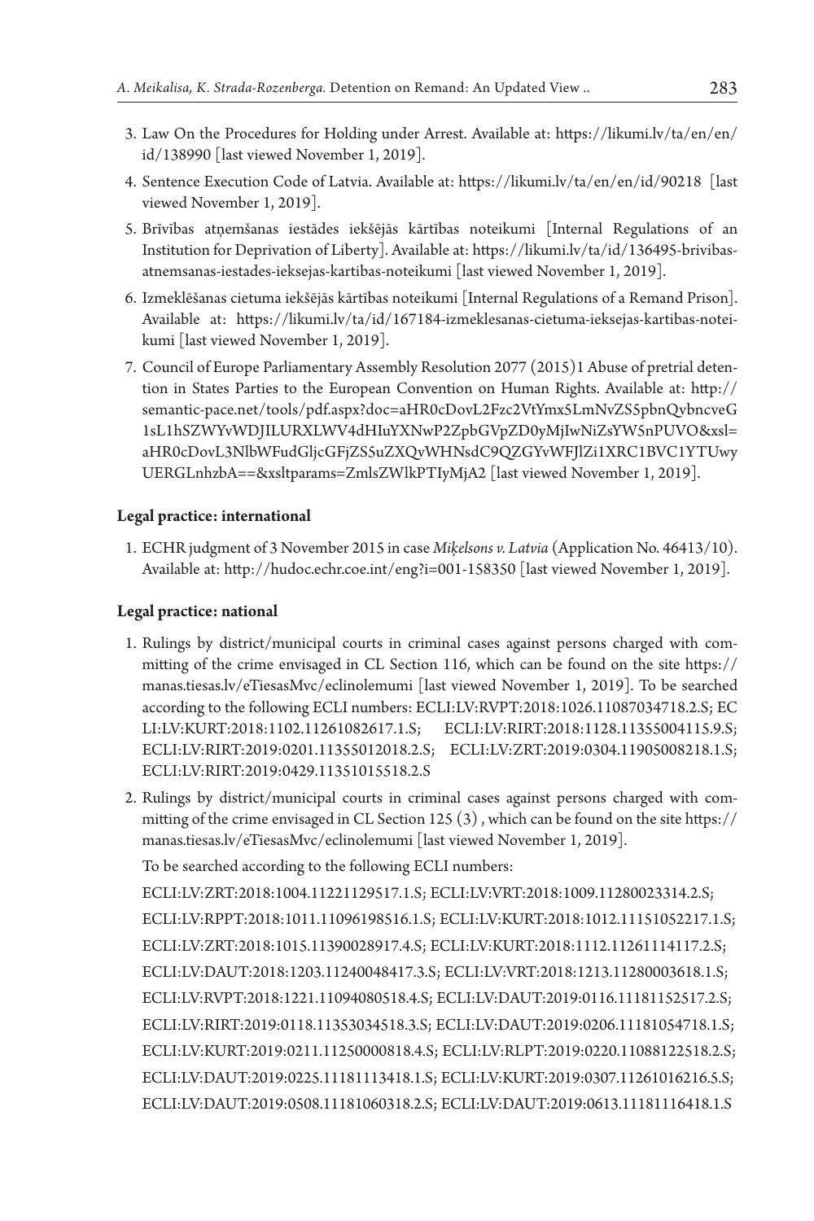3. Law On the Procedures for Holding under Arrest. Available at: https://likumi.lv/ta/en/en/id/138990 [last viewed November 1, 2019].
4. Sentence Execution Code of Latvia. Available at: https://likumi.lv/ta/en/en/id/90218 [last viewed November 1, 2019].
5. Brīvības atņemšanas iestādes iekšējās kārtības noteikumi [Internal Regulations of an Institution for Deprivation of Liberty]. Available at: https://likumi.lv/ta/id/136495-brivibas-atnemsanas-iestades-ieksejas-kartibas-noteikumi [last viewed November 1, 2019].
6. Izmeklēšanas cietuma iekšējās kārtības noteikumi [Internal Regulations of a Remand Prison]. Available at: https://likumi.lv/ta/id/167184-izmeklesanas-cietuma-ieksejas-kartibas-noteikumi [last viewed November 1, 2019].
7. Council of Europe Parliamentary Assembly Resolution 2077 (2015)1 Abuse of pretrial detention in States Parties to the European Convention on Human Rights. Available at: http://semantic-pace.net/tools/pdf.aspx?doc=aHR0cDovL2Fzc2VtYmx5LmNvZS5pbnQvbncveG1sL1hSZWYvWDJILURXLWV4dHIuYXNwP2ZpbGVpZD0yMjIwNiZsYW5nPUVO&xsl=aHR0cDovL3NlbWFudGljcGFjZS5uZXQvWHNsdC9QZGYvWFJlZi1XRC1BVC1YTUwyUERGLnhzbA==&xsltparams=ZmlsZWlkPTIyMjA2 [last viewed November 1, 2019].

**Legal practice: international**

1. ECHR judgment of 3 November 2015 in case *Miķelsons v. Latvia* (Application No. 46413/10). Available at: http://hudoc.echr.coe.int/eng?i=001-158350 [last viewed November 1, 2019].

**Legal practice: national**

1. Rulings by district/municipal courts in criminal cases against persons charged with committing of the crime envisaged in CL Section 116, which can be found on the site https://manas.tiesas.lv/eTiesasMvc/eclinolemumi [last viewed November 1, 2019]. To be searched according to the following ECLI numbers: ECLI:LV:RVPT:2018:1026.11087034718.2.S; ECLI:LV:KURT:2018:1102.11261082617.1.S; ECLI:LV:RIRT:2018:1128.11355004115.9.S; ECLI:LV:RIRT:2019:0201.11355012018.2.S; ECLI:LV:ZRT:2019:0304.11905008218.1.S; ECLI:LV:RIRT:2019:0429.11351015518.2.S
2. Rulings by district/municipal courts in criminal cases against persons charged with committing of the crime envisaged in CL Section 125 (3), which can be found on the site https://manas.tiesas.lv/eTiesasMvc/eclinolemumi [last viewed November 1, 2019].

   To be searched according to the following ECLI numbers:

   ECLI:LV:ZRT:2018:1004.11221129517.1.S; ECLI:LV:VRT:2018:1009.11280023314.2.S; ECLI:LV:RPPT:2018:1011.11096198516.1.S; ECLI:LV:KURT:2018:1012.11151052217.1.S; ECLI:LV:ZRT:2018:1015.11390028917.4.S; ECLI:LV:KURT:2018:1112.11261114117.2.S; ECLI:LV:DAUT:2018:1203.11240048417.3.S; ECLI:LV:VRT:2018:1213.11280003618.1.S; ECLI:LV:RVPT:2018:1221.11094080518.4.S; ECLI:LV:DAUT:2019:0116.11181152517.2.S; ECLI:LV:RIRT:2019:0118.11353034518.3.S; ECLI:LV:DAUT:2019:0206.11181054718.1.S; ECLI:LV:KURT:2019:0211.11250000818.4.S; ECLI:LV:RLPT:2019:0220.11088122518.2.S; ECLI:LV:DAUT:2019:0225.11181113418.1.S; ECLI:LV:KURT:2019:0307.11261016216.5.S; ECLI:LV:DAUT:2019:0508.11181060318.2.S; ECLI:LV:DAUT:2019:0613.11181116418.1.S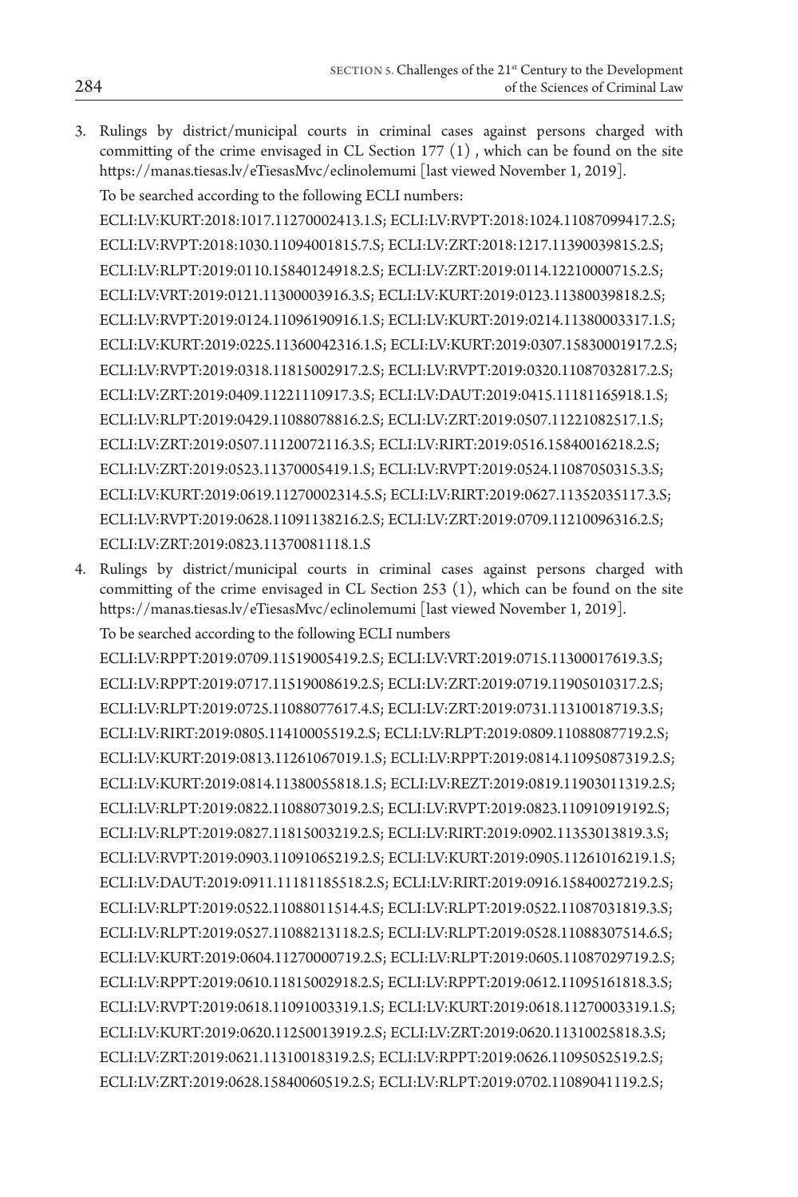3. Rulings by district/municipal courts in criminal cases against persons charged with committing of the crime envisaged in CL Section 177 (1) , which can be found on the site https://manas.tiesas.lv/eTiesasMvc/eclinolemumi [last viewed November 1, 2019].

   To be searched according to the following ECLI numbers:

   ECLI:LV:KURT:2018:1017.11270002413.1.S; ECLI:LV:RVPT:2018:1024.11087099417.2.S; ECLI:LV:RVPT:2018:1030.11094001815.7.S; ECLI:LV:ZRT:2018:1217.11390039815.2.S; ECLI:LV:RLPT:2019:0110.15840124918.2.S; ECLI:LV:ZRT:2019:0114.12210000715.2.S; ECLI:LV:VRT:2019:0121.11300003916.3.S; ECLI:LV:KURT:2019:0123.11380039818.2.S; ECLI:LV:RVPT:2019:0124.11096190916.1.S; ECLI:LV:KURT:2019:0214.11380003317.1.S; ECLI:LV:KURT:2019:0225.11360042316.1.S; ECLI:LV:KURT:2019:0307.15830001917.2.S; ECLI:LV:RVPT:2019:0318.11815002917.2.S; ECLI:LV:RVPT:2019:0320.11087032817.2.S; ECLI:LV:ZRT:2019:0409.11221110917.3.S; ECLI:LV:DAUT:2019:0415.11181165918.1.S; ECLI:LV:RLPT:2019:0429.11088078816.2.S; ECLI:LV:ZRT:2019:0507.11221082517.1.S; ECLI:LV:ZRT:2019:0507.11120072116.3.S; ECLI:LV:RIRT:2019:0516.15840016218.2.S; ECLI:LV:ZRT:2019:0523.11370005419.1.S; ECLI:LV:RVPT:2019:0524.11087050315.3.S; ECLI:LV:KURT:2019:0619.11270002314.5.S; ECLI:LV:RIRT:2019:0627.11352035117.3.S; ECLI:LV:RVPT:2019:0628.11091138216.2.S; ECLI:LV:ZRT:2019:0709.11210096316.2.S; ECLI:LV:ZRT:2019:0823.11370081118.1.S

4. Rulings by district/municipal courts in criminal cases against persons charged with committing of the crime envisaged in CL Section 253 (1), which can be found on the site https://manas.tiesas.lv/eTiesasMvc/eclinolemumi [last viewed November 1, 2019].

   To be searched according to the following ECLI numbers

   ECLI:LV:RPPT:2019:0709.11519005419.2.S; ECLI:LV:VRT:2019:0715.11300017619.3.S; ECLI:LV:RPPT:2019:0717.11519008619.2.S; ECLI:LV:ZRT:2019:0719.11905010317.2.S; ECLI:LV:RLPT:2019:0725.11088077617.4.S; ECLI:LV:ZRT:2019:0731.11310018719.3.S; ECLI:LV:RIRT:2019:0805.11410005519.2.S; ECLI:LV:RLPT:2019:0809.11088087719.2.S; ECLI:LV:KURT:2019:0813.11261067019.1.S; ECLI:LV:RPPT:2019:0814.11095087319.2.S; ECLI:LV:KURT:2019:0814.11380055818.1.S; ECLI:LV:REZT:2019:0819.11903011319.2.S; ECLI:LV:RLPT:2019:0822.11088073019.2.S; ECLI:LV:RVPT:2019:0823.110910919192.S; ECLI:LV:RLPT:2019:0827.11815003219.2.S; ECLI:LV:RIRT:2019:0902.11353013819.3.S; ECLI:LV:RVPT:2019:0903.11091065219.2.S; ECLI:LV:KURT:2019:0905.11261016219.1.S; ECLI:LV:DAUT:2019:0911.11181185518.2.S; ECLI:LV:RIRT:2019:0916.15840027219.2.S; ECLI:LV:RLPT:2019:0522.11088011514.4.S; ECLI:LV:RLPT:2019:0522.11087031819.3.S; ECLI:LV:RLPT:2019:0527.11088213118.2.S; ECLI:LV:RLPT:2019:0528.11088307514.6.S; ECLI:LV:KURT:2019:0604.11270000719.2.S; ECLI:LV:RLPT:2019:0605.11087029719.2.S; ECLI:LV:RPPT:2019:0610.11815002918.2.S; ECLI:LV:RPPT:2019:0612.11095161818.3.S; ECLI:LV:RVPT:2019:0618.11091003319.1.S; ECLI:LV:KURT:2019:0618.11270003319.1.S; ECLI:LV:KURT:2019:0620.11250013919.2.S; ECLI:LV:ZRT:2019:0620.11310025818.3.S; ECLI:LV:ZRT:2019:0621.11310018319.2.S; ECLI:LV:RPPT:2019:0626.11095052519.2.S; ECLI:LV:ZRT:2019:0628.15840060519.2.S; ECLI:LV:RLPT:2019:0702.11089041119.2.S;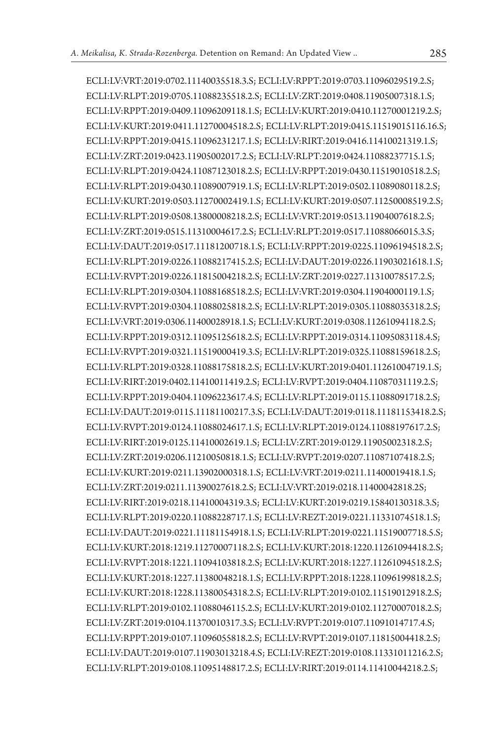ECLI:LV:VRT:2019:0702.11140035518.3.S; ECLI:LV:RPPT:2019:0703.11096029519.2.S; ECLI:LV:RLPT:2019:0705.11088235518.2.S; ECLI:LV:ZRT:2019:0408.11905007318.1.S; ECLI:LV:RPPT:2019:0409.11096209118.1.S; ECLI:LV:KURT:2019:0410.11270001219.2.S; ECLI:LV:KURT:2019:0411.11270004518.2.S; ECLI:LV:RLPT:2019:0415.11519015116.16.S; ECLI:LV:RPPT:2019:0415.11096231217.1.S; ECLI:LV:RIRT:2019:0416.11410021319.1.S; ECLI:LV:ZRT:2019:0423.11905002017.2.S; ECLI:LV:RLPT:2019:0424.11088237715.1.S; ECLI:LV:RLPT:2019:0424.11087123018.2.S; ECLI:LV:RPPT:2019:0430.11519010518.2.S; ECLI:LV:RLPT:2019:0430.11089007919.1.S; ECLI:LV:RLPT:2019:0502.11089080118.2.S; ECLI:LV:KURT:2019:0503.11270002419.1.S; ECLI:LV:KURT:2019:0507.11250008519.2.S; ECLI:LV:RLPT:2019:0508.13800008218.2.S; ECLI:LV:VRT:2019:0513.11904007618.2.S; ECLI:LV:ZRT:2019:0515.11310004617.2.S; ECLI:LV:RLPT:2019:0517.11088066015.3.S; ECLI:LV:DAUT:2019:0517.11181200718.1.S; ECLI:LV:RPPT:2019:0225.11096194518.2.S; ECLI:LV:RLPT:2019:0226.11088217415.2.S; ECLI:LV:DAUT:2019:0226.11903021618.1.S; ECLI:LV:RVPT:2019:0226.11815004218.2.S; ECLI:LV:ZRT:2019:0227.11310078517.2.S; ECLI:LV:RLPT:2019:0304.11088168518.2.S; ECLI:LV:VRT:2019:0304.11904000119.1.S; ECLI:LV:RVPT:2019:0304.11088025818.2.S; ECLI:LV:RLPT:2019:0305.11088035318.2.S; ECLI:LV:VRT:2019:0306.11400028918.1.S; ECLI:LV:KURT:2019:0308.11261094118.2.S; ECLI:LV:RPPT:2019:0312.11095125618.2.S; ECLI:LV:RPPT:2019:0314.11095083118.4.S; ECLI:LV:RVPT:2019:0321.11519000419.3.S; ECLI:LV:RLPT:2019:0325.11088159618.2.S; ECLI:LV:RLPT:2019:0328.11088175818.2.S; ECLI:LV:KURT:2019:0401.11261004719.1.S; ECLI:LV:RIRT:2019:0402.11410011419.2.S; ECLI:LV:RVPT:2019:0404.11087031119.2.S; ECLI:LV:RPPT:2019:0404.11096223617.4.S; ECLI:LV:RLPT:2019:0115.11088091718.2.S; ECLI:LV:DAUT:2019:0115.11181100217.3.S; ECLI:LV:DAUT:2019:0118.11181153418.2.S; ECLI:LV:RVPT:2019:0124.11088024617.1.S; ECLI:LV:RLPT:2019:0124.11088197617.2.S; ECLI:LV:RIRT:2019:0125.11410002619.1.S; ECLI:LV:ZRT:2019:0129.11905002318.2.S; ECLI:LV:ZRT:2019:0206.11210050818.1.S; ECLI:LV:RVPT:2019:0207.11087107418.2.S; ECLI:LV:KURT:2019:0211.13902000318.1.S; ECLI:LV:VRT:2019:0211.11400019418.1.S; ECLI:LV:ZRT:2019:0211.11390027618.2.S; ECLI:LV:VRT:2019:0218.11400042818.2S; ECLI:LV:RIRT:2019:0218.11410004319.3.S; ECLI:LV:KURT:2019:0219.15840130318.3.S; ECLI:LV:RLPT:2019:0220.11088228717.1.S; ECLI:LV:REZT:2019:0221.11331074518.1.S; ECLI:LV:DAUT:2019:0221.11181154918.1.S; ECLI:LV:RLPT:2019:0221.11519007718.5.S; ECLI:LV:KURT:2018:1219.11270007118.2.S; ECLI:LV:KURT:2018:1220.11261094418.2.S; ECLI:LV:RVPT:2018:1221.11094103818.2.S; ECLI:LV:KURT:2018:1227.11261094518.2.S; ECLI:LV:KURT:2018:1227.11380048218.1.S; ECLI:LV:RPPT:2018:1228.11096199818.2.S; ECLI:LV:KURT:2018:1228.11380054318.2.S; ECLI:LV:RLPT:2019:0102.11519012918.2.S; ECLI:LV:RLPT:2019:0102.11088046115.2.S; ECLI:LV:KURT:2019:0102.11270007018.2.S; ECLI:LV:ZRT:2019:0104.11370010317.3.S; ECLI:LV:RVPT:2019:0107.11091014717.4.S; ECLI:LV:RPPT:2019:0107.11096055818.2.S; ECLI:LV:RVPT:2019:0107.11815004418.2.S; ECLI:LV:DAUT:2019:0107.11903013218.4.S; ECLI:LV:REZT:2019:0108.11331011216.2.S; ECLI:LV:RLPT:2019:0108.11095148817.2.S; ECLI:LV:RIRT:2019:0114.11410044218.2.S;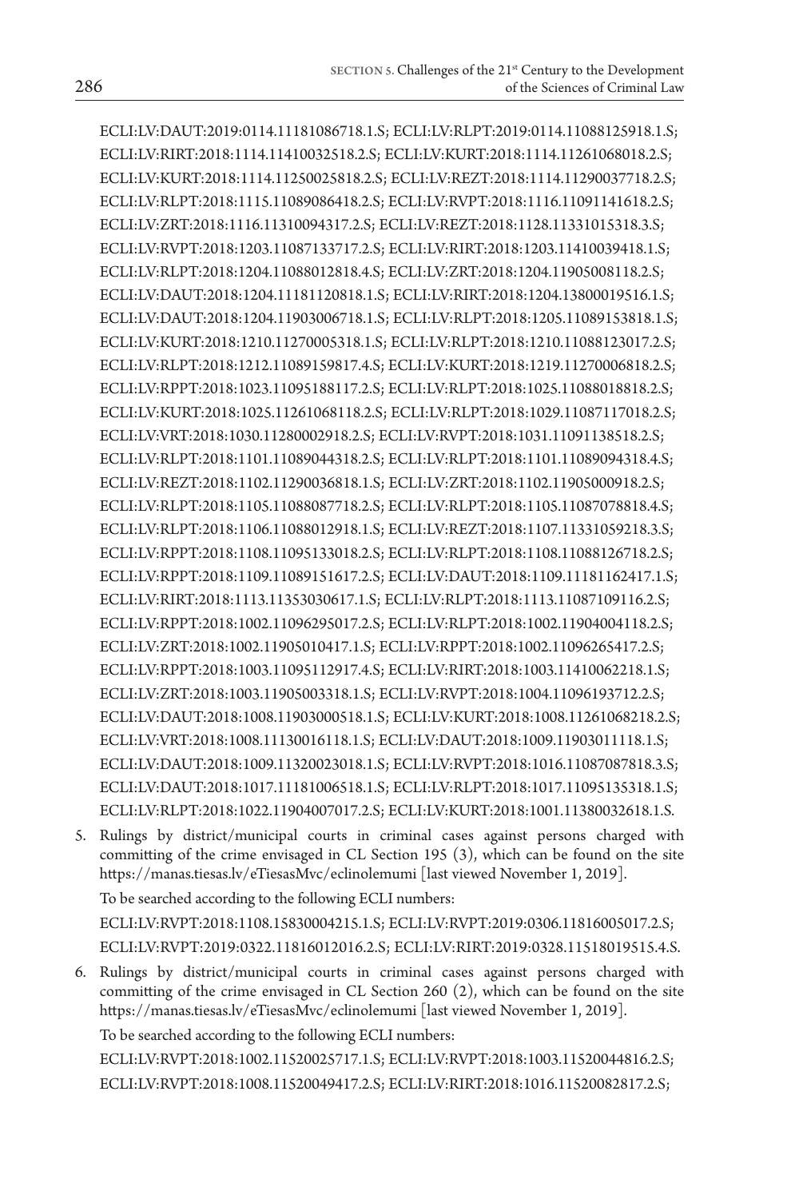ECLI:LV:DAUT:2019:0114.11181086718.1.S; ECLI:LV:RLPT:2019:0114.11088125918.1.S; ECLI:LV:RIRT:2018:1114.11410032518.2.S; ECLI:LV:KURT:2018:1114.11261068018.2.S; ECLI:LV:KURT:2018:1114.11250025818.2.S; ECLI:LV:REZT:2018:1114.11290037718.2.S; ECLI:LV:RLPT:2018:1115.11089086418.2.S; ECLI:LV:RVPT:2018:1116.11091141618.2.S; ECLI:LV:ZRT:2018:1116.11310094317.2.S; ECLI:LV:REZT:2018:1128.11331015318.3.S; ECLI:LV:RVPT:2018:1203.11087133717.2.S; ECLI:LV:RIRT:2018:1203.11410039418.1.S; ECLI:LV:RLPT:2018:1204.11088012818.4.S; ECLI:LV:ZRT:2018:1204.11905008118.2.S; ECLI:LV:DAUT:2018:1204.11181120818.1.S; ECLI:LV:RIRT:2018:1204.13800019516.1.S; ECLI:LV:DAUT:2018:1204.11903006718.1.S; ECLI:LV:RLPT:2018:1205.11089153818.1.S; ECLI:LV:KURT:2018:1210.11270005318.1.S; ECLI:LV:RLPT:2018:1210.11088123017.2.S; ECLI:LV:RLPT:2018:1212.11089159817.4.S; ECLI:LV:KURT:2018:1219.11270006818.2.S; ECLI:LV:RPPT:2018:1023.11095188117.2.S; ECLI:LV:RLPT:2018:1025.11088018818.2.S; ECLI:LV:KURT:2018:1025.11261068118.2.S; ECLI:LV:RLPT:2018:1029.11087117018.2.S; ECLI:LV:VRT:2018:1030.11280002918.2.S; ECLI:LV:RVPT:2018:1031.11091138518.2.S; ECLI:LV:RLPT:2018:1101.11089044318.2.S; ECLI:LV:RLPT:2018:1101.11089094318.4.S; ECLI:LV:REZT:2018:1102.11290036818.1.S; ECLI:LV:ZRT:2018:1102.11905000918.2.S; ECLI:LV:RLPT:2018:1105.11088087718.2.S; ECLI:LV:RLPT:2018:1105.11087078818.4.S; ECLI:LV:RLPT:2018:1106.11088012918.1.S; ECLI:LV:REZT:2018:1107.11331059218.3.S; ECLI:LV:RPPT:2018:1108.11095133018.2.S; ECLI:LV:RLPT:2018:1108.11088126718.2.S; ECLI:LV:RPPT:2018:1109.11089151617.2.S; ECLI:LV:DAUT:2018:1109.11181162417.1.S; ECLI:LV:RIRT:2018:1113.11353030617.1.S; ECLI:LV:RLPT:2018:1113.11087109116.2.S; ECLI:LV:RPPT:2018:1002.11096295017.2.S; ECLI:LV:RLPT:2018:1002.11904004118.2.S; ECLI:LV:ZRT:2018:1002.11905010417.1.S; ECLI:LV:RPPT:2018:1002.11096265417.2.S; ECLI:LV:RPPT:2018:1003.11095112917.4.S; ECLI:LV:RIRT:2018:1003.11410062218.1.S; ECLI:LV:ZRT:2018:1003.11905003318.1.S; ECLI:LV:RVPT:2018:1004.11096193712.2.S; ECLI:LV:DAUT:2018:1008.11903000518.1.S; ECLI:LV:KURT:2018:1008.11261068218.2.S; ECLI:LV:VRT:2018:1008.11130016118.1.S; ECLI:LV:DAUT:2018:1009.11903011118.1.S; ECLI:LV:DAUT:2018:1009.11320023018.1.S; ECLI:LV:RVPT:2018:1016.11087087818.3.S; ECLI:LV:DAUT:2018:1017.11181006518.1.S; ECLI:LV:RLPT:2018:1017.11095135318.1.S; ECLI:LV:RLPT:2018:1022.11904007017.2.S; ECLI:LV:KURT:2018:1001.11380032618.1.S.

5. Rulings by district/municipal courts in criminal cases against persons charged with committing of the crime envisaged in CL Section 195 (3), which can be found on the site https://manas.tiesas.lv/eTiesasMvc/eclinolemumi [last viewed November 1, 2019].

   To be searched according to the following ECLI numbers:

   ECLI:LV:RVPT:2018:1108.15830004215.1.S; ECLI:LV:RVPT:2019:0306.11816005017.2.S; ECLI:LV:RVPT:2019:0322.11816012016.2.S; ECLI:LV:RIRT:2019:0328.11518019515.4.S.

6. Rulings by district/municipal courts in criminal cases against persons charged with committing of the crime envisaged in CL Section 260 (2), which can be found on the site https://manas.tiesas.lv/eTiesasMvc/eclinolemumi [last viewed November 1, 2019].

   To be searched according to the following ECLI numbers:

   ECLI:LV:RVPT:2018:1002.11520025717.1.S; ECLI:LV:RVPT:2018:1003.11520044816.2.S; ECLI:LV:RVPT:2018:1008.11520049417.2.S; ECLI:LV:RIRT:2018:1016.11520082817.2.S;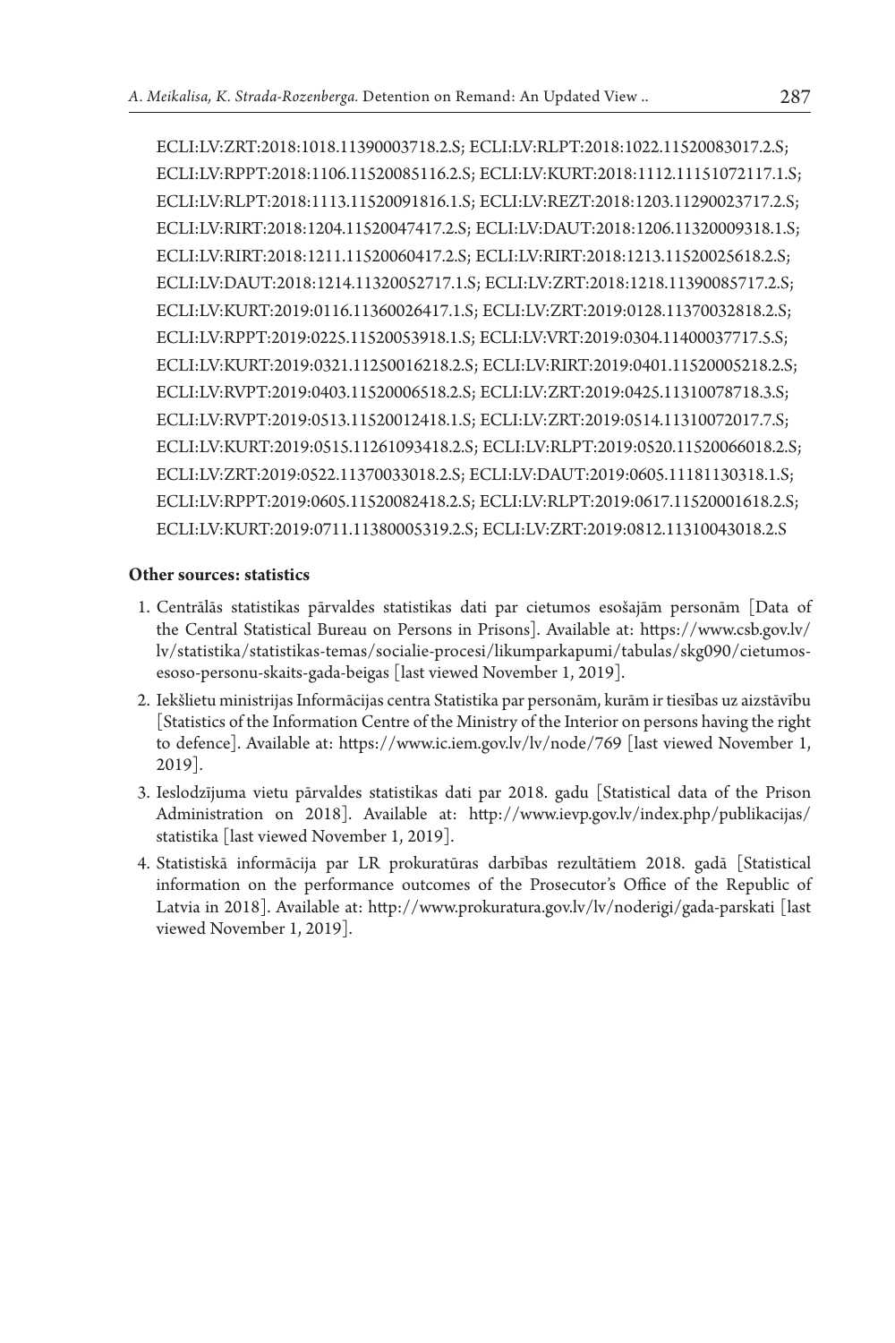ECLI:LV:ZRT:2018:1018.11390003718.2.S; ECLI:LV:RLPT:2018:1022.11520083017.2.S; ECLI:LV:RPPT:2018:1106.11520085116.2.S; ECLI:LV:KURT:2018:1112.11151072117.1.S; ECLI:LV:RLPT:2018:1113.11520091816.1.S; ECLI:LV:REZT:2018:1203.11290023717.2.S; ECLI:LV:RIRT:2018:1204.11520047417.2.S; ECLI:LV:DAUT:2018:1206.11320009318.1.S; ECLI:LV:RIRT:2018:1211.11520060417.2.S; ECLI:LV:RIRT:2018:1213.11520025618.2.S; ECLI:LV:DAUT:2018:1214.11320052717.1.S; ECLI:LV:ZRT:2018:1218.11390085717.2.S; ECLI:LV:KURT:2019:0116.11360026417.1.S; ECLI:LV:ZRT:2019:0128.11370032818.2.S; ECLI:LV:RPPT:2019:0225.11520053918.1.S; ECLI:LV:VRT:2019:0304.11400037717.5.S; ECLI:LV:KURT:2019:0321.11250016218.2.S; ECLI:LV:RIRT:2019:0401.11520005218.2.S; ECLI:LV:RVPT:2019:0403.11520006518.2.S; ECLI:LV:ZRT:2019:0425.11310078718.3.S; ECLI:LV:RVPT:2019:0513.11520012418.1.S; ECLI:LV:ZRT:2019:0514.11310072017.7.S; ECLI:LV:KURT:2019:0515.11261093418.2.S; ECLI:LV:RLPT:2019:0520.11520066018.2.S; ECLI:LV:ZRT:2019:0522.11370033018.2.S; ECLI:LV:DAUT:2019:0605.11181130318.1.S; ECLI:LV:RPPT:2019:0605.11520082418.2.S; ECLI:LV:RLPT:2019:0617.11520001618.2.S; ECLI:LV:KURT:2019:0711.11380005319.2.S; ECLI:LV:ZRT:2019:0812.11310043018.2.S

**Other sources: statistics**

1. Centrālās statistikas pārvaldes statistikas dati par cietumos esošajām personām [Data of the Central Statistical Bureau on Persons in Prisons]. Available at: https://www.csb.gov.lv/lv/statistika/statistikas-temas/socialie-procesi/likumparkapumi/tabulas/skg090/cietumos-esoso-personu-skaits-gada-beigas [last viewed November 1, 2019].
2. Iekšlietu ministrijas Informācijas centra Statistika par personām, kurām ir tiesības uz aizstāvību [Statistics of the Information Centre of the Ministry of the Interior on persons having the right to defence]. Available at: https://www.ic.iem.gov.lv/lv/node/769 [last viewed November 1, 2019].
3. Ieslodzījuma vietu pārvaldes statistikas dati par 2018. gadu [Statistical data of the Prison Administration on 2018]. Available at: http://www.ievp.gov.lv/index.php/publikacijas/statistika [last viewed November 1, 2019].
4. Statistiskā informācija par LR prokuratūras darbības rezultātiem 2018. gadā [Statistical information on the performance outcomes of the Prosecutor's Office of the Republic of Latvia in 2018]. Available at: http://www.prokuratura.gov.lv/lv/noderigi/gada-parskati [last viewed November 1, 2019].